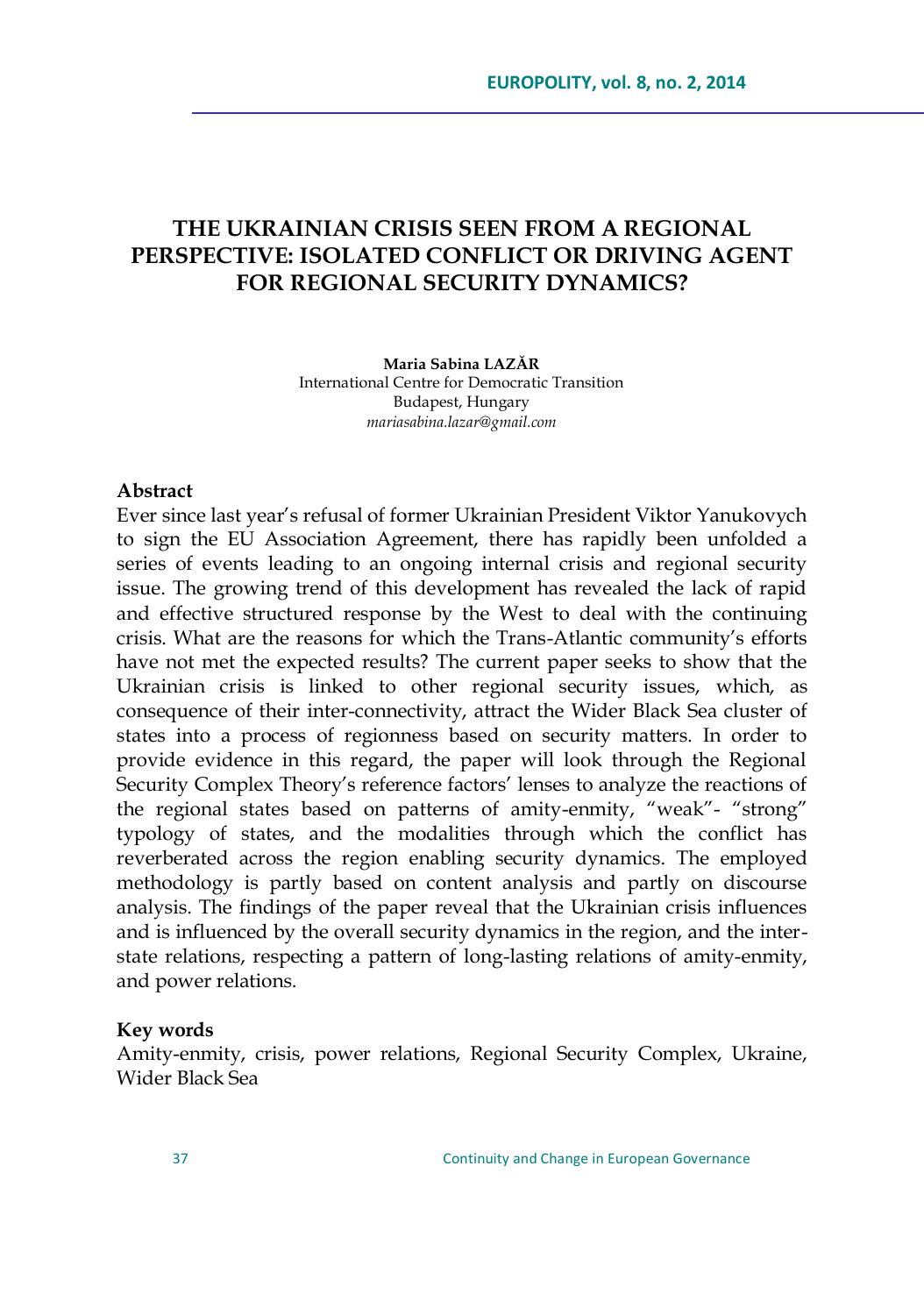# THE UKRAINIAN CRISIS SEEN FROM A REGIONAL PERSPECTIVE: ISOLATED CONFLICT OR DRIVING AGENT FOR REGIONAL SECURITY DYNAMICS?

**Maria Sabina LAZĂR**
International Centre for Democratic Transition
Budapest, Hungary
*mariasabina.lazar@gmail.com*

## Abstract

Ever since last year's refusal of former Ukrainian President Viktor Yanukovych to sign the EU Association Agreement, there has rapidly been unfolded a series of events leading to an ongoing internal crisis and regional security issue. The growing trend of this development has revealed the lack of rapid and effective structured response by the West to deal with the continuing crisis. What are the reasons for which the Trans-Atlantic community's efforts have not met the expected results? The current paper seeks to show that the Ukrainian crisis is linked to other regional security issues, which, as consequence of their inter-connectivity, attract the Wider Black Sea cluster of states into a process of regionness based on security matters. In order to provide evidence in this regard, the paper will look through the Regional Security Complex Theory's reference factors' lenses to analyze the reactions of the regional states based on patterns of amity-enmity, "weak"- "strong" typology of states, and the modalities through which the conflict has reverberated across the region enabling security dynamics. The employed methodology is partly based on content analysis and partly on discourse analysis. The findings of the paper reveal that the Ukrainian crisis influences and is influenced by the overall security dynamics in the region, and the inter-state relations, respecting a pattern of long-lasting relations of amity-enmity, and power relations.

## Key words

Amity-enmity, crisis, power relations, Regional Security Complex, Ukraine, Wider Black Sea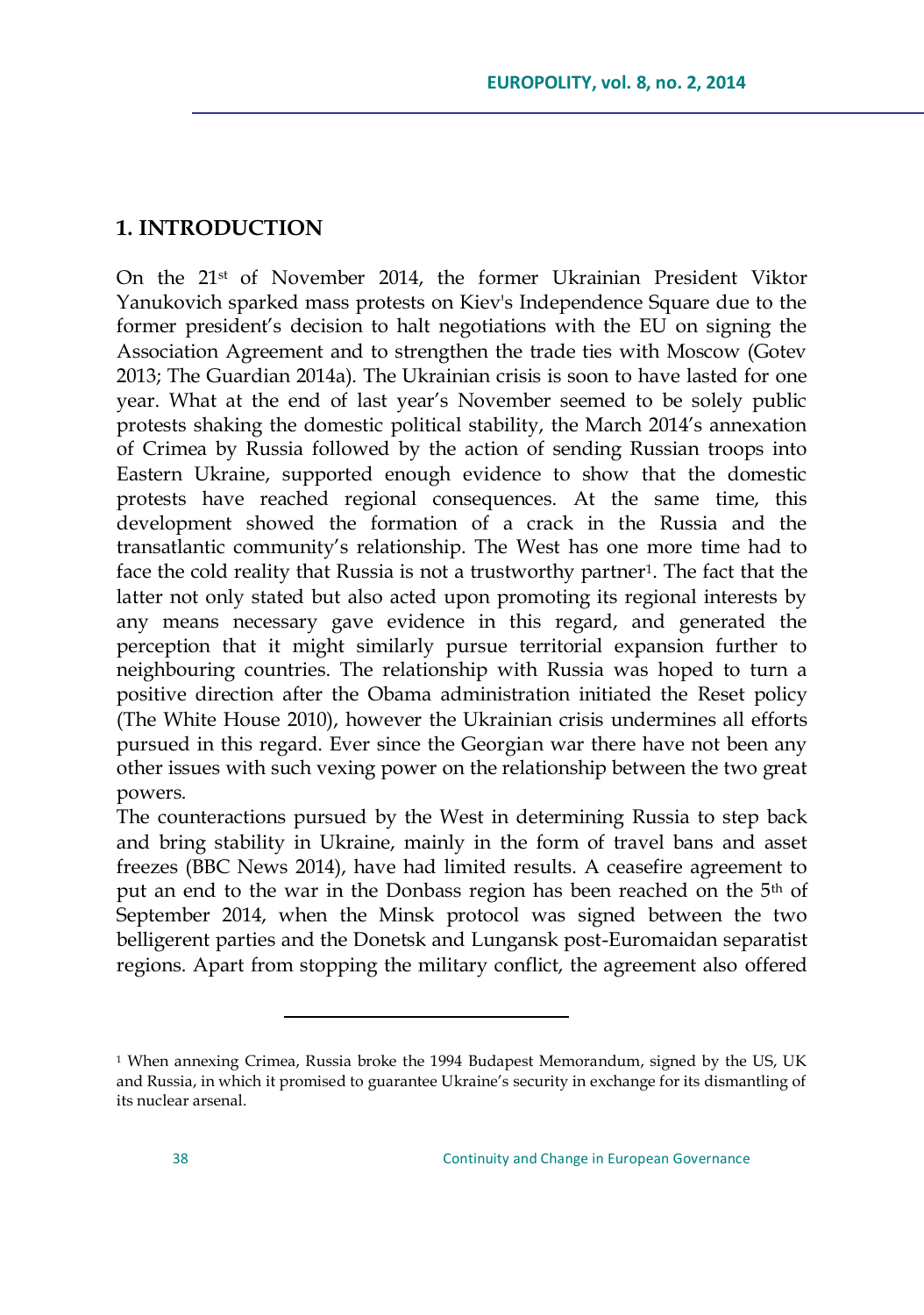## 1. INTRODUCTION

On the 21st of November 2014, the former Ukrainian President Viktor Yanukovich sparked mass protests on Kiev's Independence Square due to the former president's decision to halt negotiations with the EU on signing the Association Agreement and to strengthen the trade ties with Moscow (Gotev 2013; The Guardian 2014a). The Ukrainian crisis is soon to have lasted for one year. What at the end of last year's November seemed to be solely public protests shaking the domestic political stability, the March 2014's annexation of Crimea by Russia followed by the action of sending Russian troops into Eastern Ukraine, supported enough evidence to show that the domestic protests have reached regional consequences. At the same time, this development showed the formation of a crack in the Russia and the transatlantic community's relationship. The West has one more time had to face the cold reality that Russia is not a trustworthy partner[1]. The fact that the latter not only stated but also acted upon promoting its regional interests by any means necessary gave evidence in this regard, and generated the perception that it might similarly pursue territorial expansion further to neighbouring countries. The relationship with Russia was hoped to turn a positive direction after the Obama administration initiated the Reset policy (The White House 2010), however the Ukrainian crisis undermines all efforts pursued in this regard. Ever since the Georgian war there have not been any other issues with such vexing power on the relationship between the two great powers.

The counteractions pursued by the West in determining Russia to step back and bring stability in Ukraine, mainly in the form of travel bans and asset freezes (BBC News 2014), have had limited results. A ceasefire agreement to put an end to the war in the Donbass region has been reached on the 5th of September 2014, when the Minsk protocol was signed between the two belligerent parties and the Donetsk and Lungansk post-Euromaidan separatist regions. Apart from stopping the military conflict, the agreement also offered

[1] When annexing Crimea, Russia broke the 1994 Budapest Memorandum, signed by the US, UK and Russia, in which it promised to guarantee Ukraine's security in exchange for its dismantling of its nuclear arsenal.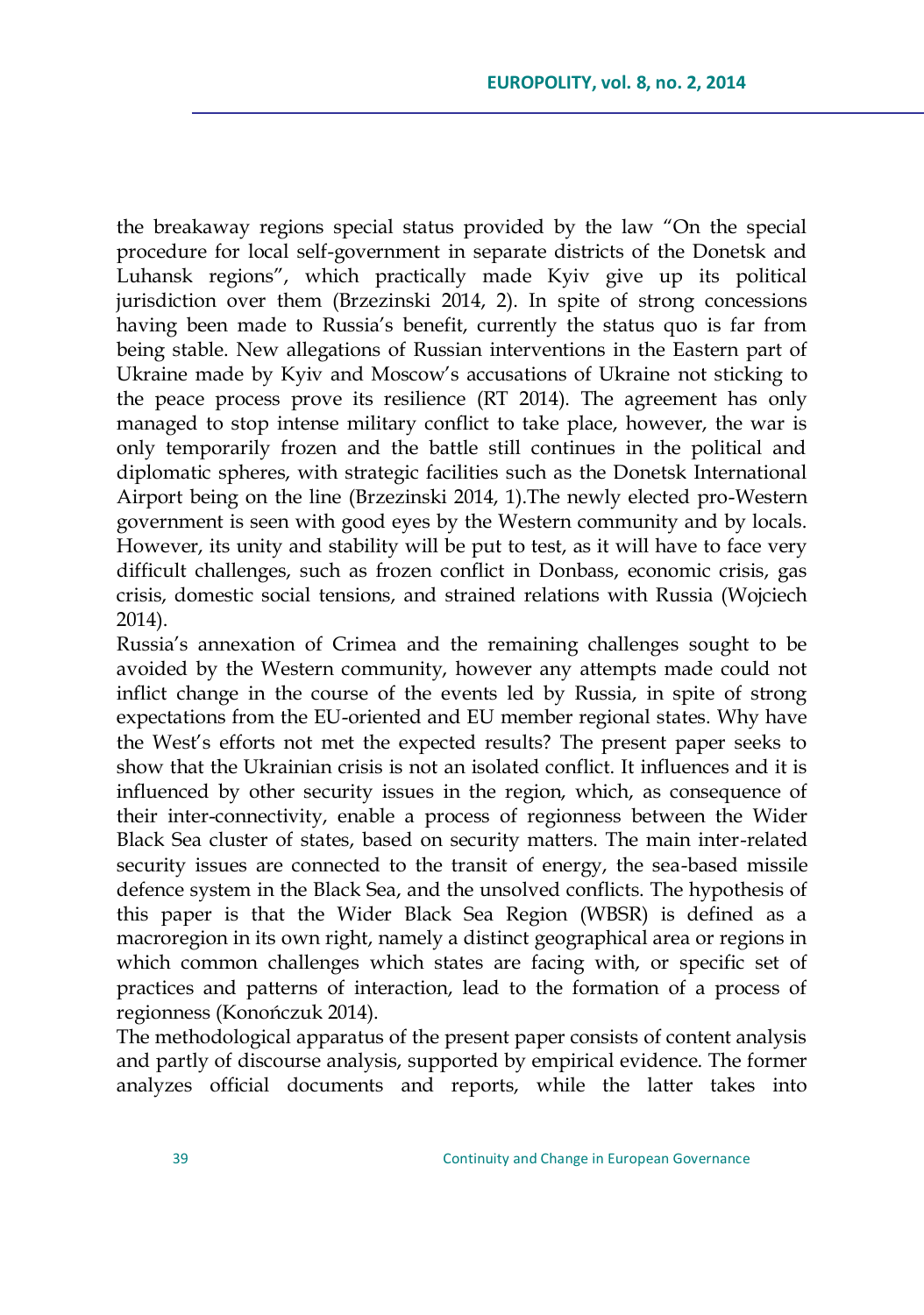the breakaway regions special status provided by the law "On the special procedure for local self-government in separate districts of the Donetsk and Luhansk regions", which practically made Kyiv give up its political jurisdiction over them (Brzezinski 2014, 2). In spite of strong concessions having been made to Russia's benefit, currently the status quo is far from being stable. New allegations of Russian interventions in the Eastern part of Ukraine made by Kyiv and Moscow's accusations of Ukraine not sticking to the peace process prove its resilience (RT 2014). The agreement has only managed to stop intense military conflict to take place, however, the war is only temporarily frozen and the battle still continues in the political and diplomatic spheres, with strategic facilities such as the Donetsk International Airport being on the line (Brzezinski 2014, 1).The newly elected pro-Western government is seen with good eyes by the Western community and by locals. However, its unity and stability will be put to test, as it will have to face very difficult challenges, such as frozen conflict in Donbass, economic crisis, gas crisis, domestic social tensions, and strained relations with Russia (Wojciech 2014).

Russia's annexation of Crimea and the remaining challenges sought to be avoided by the Western community, however any attempts made could not inflict change in the course of the events led by Russia, in spite of strong expectations from the EU-oriented and EU member regional states. Why have the West's efforts not met the expected results? The present paper seeks to show that the Ukrainian crisis is not an isolated conflict. It influences and it is influenced by other security issues in the region, which, as consequence of their inter-connectivity, enable a process of regionness between the Wider Black Sea cluster of states, based on security matters. The main inter-related security issues are connected to the transit of energy, the sea-based missile defence system in the Black Sea, and the unsolved conflicts. The hypothesis of this paper is that the Wider Black Sea Region (WBSR) is defined as a macroregion in its own right, namely a distinct geographical area or regions in which common challenges which states are facing with, or specific set of practices and patterns of interaction, lead to the formation of a process of regionness (Konończuk 2014).

The methodological apparatus of the present paper consists of content analysis and partly of discourse analysis, supported by empirical evidence. The former analyzes official documents and reports, while the latter takes into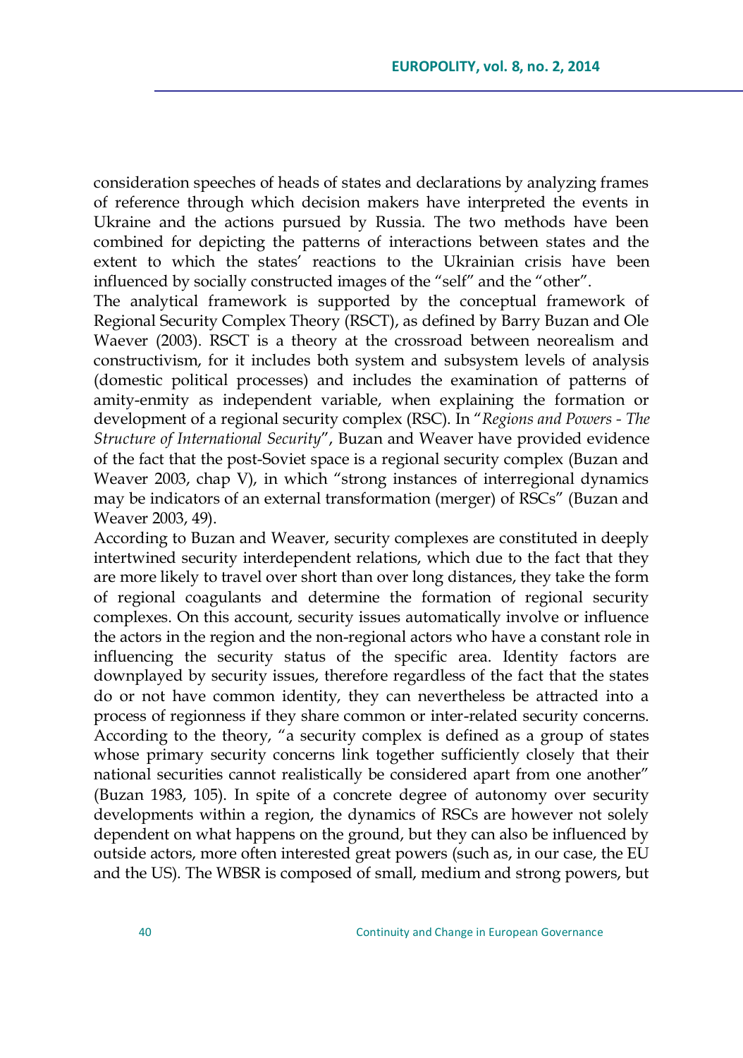consideration speeches of heads of states and declarations by analyzing frames of reference through which decision makers have interpreted the events in Ukraine and the actions pursued by Russia. The two methods have been combined for depicting the patterns of interactions between states and the extent to which the states' reactions to the Ukrainian crisis have been influenced by socially constructed images of the "self" and the "other".

The analytical framework is supported by the conceptual framework of Regional Security Complex Theory (RSCT), as defined by Barry Buzan and Ole Waever (2003). RSCT is a theory at the crossroad between neorealism and constructivism, for it includes both system and subsystem levels of analysis (domestic political processes) and includes the examination of patterns of amity-enmity as independent variable, when explaining the formation or development of a regional security complex (RSC). In "*Regions and Powers - The Structure of International Security*", Buzan and Weaver have provided evidence of the fact that the post-Soviet space is a regional security complex (Buzan and Weaver 2003, chap V), in which "strong instances of interregional dynamics may be indicators of an external transformation (merger) of RSCs" (Buzan and Weaver 2003, 49).

According to Buzan and Weaver, security complexes are constituted in deeply intertwined security interdependent relations, which due to the fact that they are more likely to travel over short than over long distances, they take the form of regional coagulants and determine the formation of regional security complexes. On this account, security issues automatically involve or influence the actors in the region and the non-regional actors who have a constant role in influencing the security status of the specific area. Identity factors are downplayed by security issues, therefore regardless of the fact that the states do or not have common identity, they can nevertheless be attracted into a process of regionness if they share common or inter-related security concerns. According to the theory, "a security complex is defined as a group of states whose primary security concerns link together sufficiently closely that their national securities cannot realistically be considered apart from one another" (Buzan 1983, 105). In spite of a concrete degree of autonomy over security developments within a region, the dynamics of RSCs are however not solely dependent on what happens on the ground, but they can also be influenced by outside actors, more often interested great powers (such as, in our case, the EU and the US). The WBSR is composed of small, medium and strong powers, but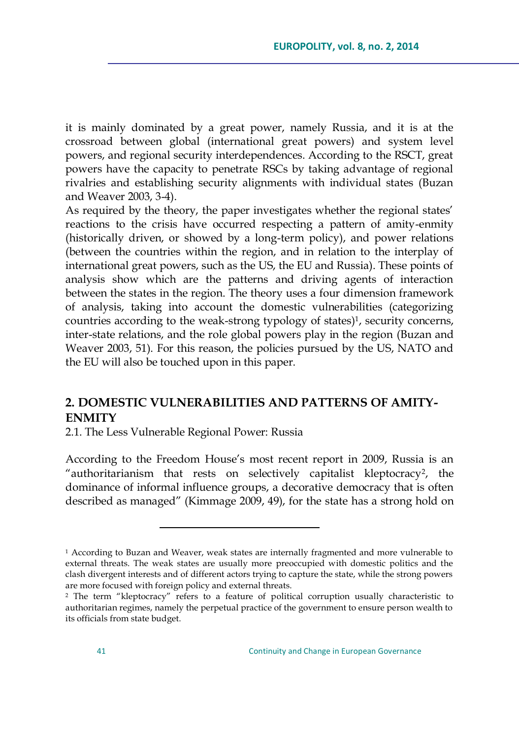it is mainly dominated by a great power, namely Russia, and it is at the crossroad between global (international great powers) and system level powers, and regional security interdependences. According to the RSCT, great powers have the capacity to penetrate RSCs by taking advantage of regional rivalries and establishing security alignments with individual states (Buzan and Weaver 2003, 3-4).

As required by the theory, the paper investigates whether the regional states' reactions to the crisis have occurred respecting a pattern of amity-enmity (historically driven, or showed by a long-term policy), and power relations (between the countries within the region, and in relation to the interplay of international great powers, such as the US, the EU and Russia). These points of analysis show which are the patterns and driving agents of interaction between the states in the region. The theory uses a four dimension framework of analysis, taking into account the domestic vulnerabilities (categorizing countries according to the weak-strong typology of states)[1], security concerns, inter-state relations, and the role global powers play in the region (Buzan and Weaver 2003, 51). For this reason, the policies pursued by the US, NATO and the EU will also be touched upon in this paper.

## 2. DOMESTIC VULNERABILITIES AND PATTERNS OF AMITY-ENMITY

### 2.1. The Less Vulnerable Regional Power: Russia

According to the Freedom House's most recent report in 2009, Russia is an "authoritarianism that rests on selectively capitalist kleptocracy[2], the dominance of informal influence groups, a decorative democracy that is often described as managed" (Kimmage 2009, 49), for the state has a strong hold on

---

[1] According to Buzan and Weaver, weak states are internally fragmented and more vulnerable to external threats. The weak states are usually more preoccupied with domestic politics and the clash divergent interests and of different actors trying to capture the state, while the strong powers are more focused with foreign policy and external threats.

[2] The term "kleptocracy" refers to a feature of political corruption usually characteristic to authoritarian regimes, namely the perpetual practice of the government to ensure person wealth to its officials from state budget.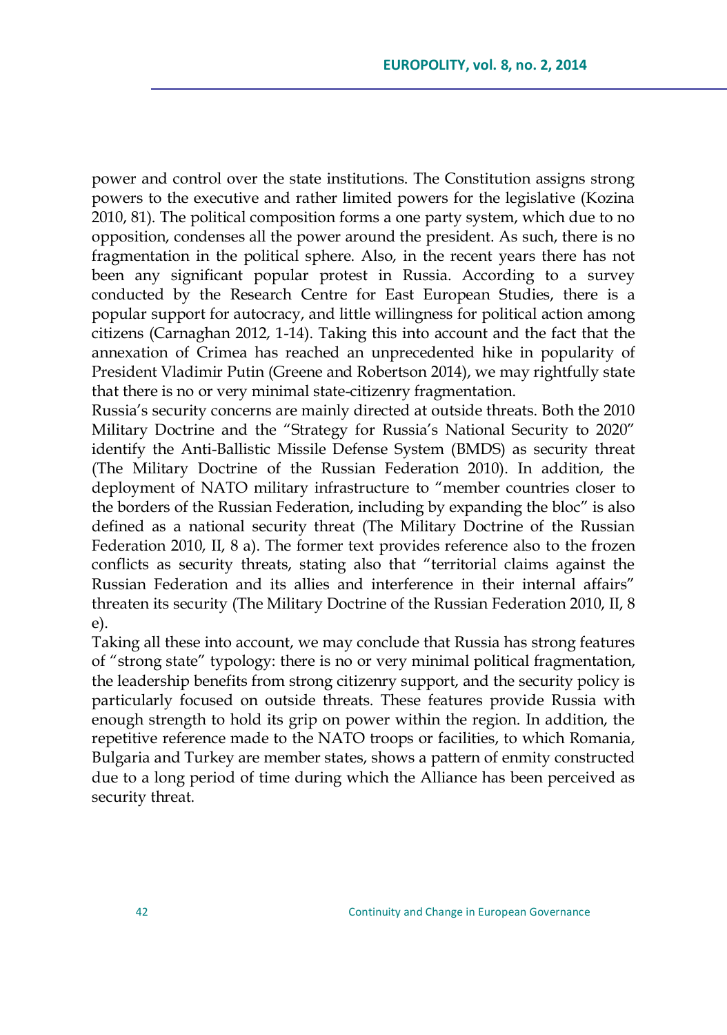power and control over the state institutions. The Constitution assigns strong powers to the executive and rather limited powers for the legislative (Kozina 2010, 81). The political composition forms a one party system, which due to no opposition, condenses all the power around the president. As such, there is no fragmentation in the political sphere. Also, in the recent years there has not been any significant popular protest in Russia. According to a survey conducted by the Research Centre for East European Studies, there is a popular support for autocracy, and little willingness for political action among citizens (Carnaghan 2012, 1-14). Taking this into account and the fact that the annexation of Crimea has reached an unprecedented hike in popularity of President Vladimir Putin (Greene and Robertson 2014), we may rightfully state that there is no or very minimal state-citizenry fragmentation.

Russia's security concerns are mainly directed at outside threats. Both the 2010 Military Doctrine and the "Strategy for Russia's National Security to 2020" identify the Anti-Ballistic Missile Defense System (BMDS) as security threat (The Military Doctrine of the Russian Federation 2010). In addition, the deployment of NATO military infrastructure to "member countries closer to the borders of the Russian Federation, including by expanding the bloc" is also defined as a national security threat (The Military Doctrine of the Russian Federation 2010, II, 8 a). The former text provides reference also to the frozen conflicts as security threats, stating also that "territorial claims against the Russian Federation and its allies and interference in their internal affairs" threaten its security (The Military Doctrine of the Russian Federation 2010, II, 8 e).

Taking all these into account, we may conclude that Russia has strong features of "strong state" typology: there is no or very minimal political fragmentation, the leadership benefits from strong citizenry support, and the security policy is particularly focused on outside threats. These features provide Russia with enough strength to hold its grip on power within the region. In addition, the repetitive reference made to the NATO troops or facilities, to which Romania, Bulgaria and Turkey are member states, shows a pattern of enmity constructed due to a long period of time during which the Alliance has been perceived as security threat.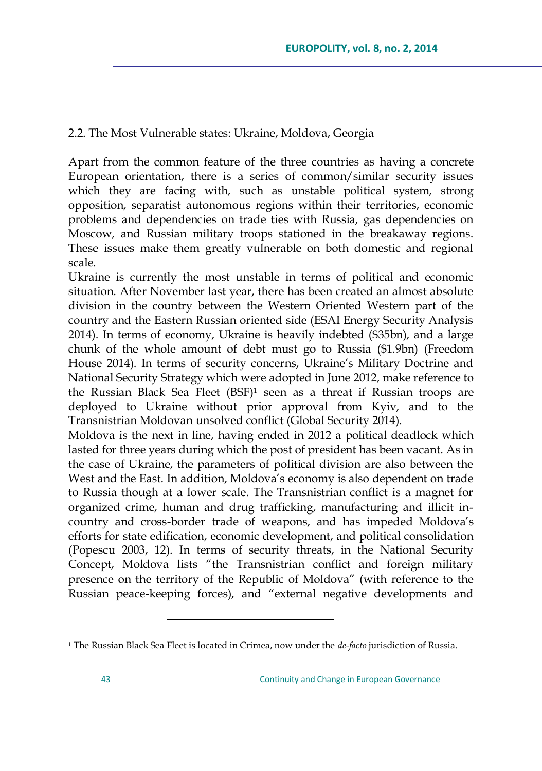### 2.2. The Most Vulnerable states: Ukraine, Moldova, Georgia

Apart from the common feature of the three countries as having a concrete European orientation, there is a series of common/similar security issues which they are facing with, such as unstable political system, strong opposition, separatist autonomous regions within their territories, economic problems and dependencies on trade ties with Russia, gas dependencies on Moscow, and Russian military troops stationed in the breakaway regions. These issues make them greatly vulnerable on both domestic and regional scale.

Ukraine is currently the most unstable in terms of political and economic situation. After November last year, there has been created an almost absolute division in the country between the Western Oriented Western part of the country and the Eastern Russian oriented side (ESAI Energy Security Analysis 2014). In terms of economy, Ukraine is heavily indebted ($35bn), and a large chunk of the whole amount of debt must go to Russia ($1.9bn) (Freedom House 2014). In terms of security concerns, Ukraine's Military Doctrine and National Security Strategy which were adopted in June 2012, make reference to the Russian Black Sea Fleet (BSF)[1] seen as a threat if Russian troops are deployed to Ukraine without prior approval from Kyiv, and to the Transnistrian Moldovan unsolved conflict (Global Security 2014).

Moldova is the next in line, having ended in 2012 a political deadlock which lasted for three years during which the post of president has been vacant. As in the case of Ukraine, the parameters of political division are also between the West and the East. In addition, Moldova's economy is also dependent on trade to Russia though at a lower scale. The Transnistrian conflict is a magnet for organized crime, human and drug trafficking, manufacturing and illicit in-country and cross-border trade of weapons, and has impeded Moldova's efforts for state edification, economic development, and political consolidation (Popescu 2003, 12). In terms of security threats, in the National Security Concept, Moldova lists "the Transnistrian conflict and foreign military presence on the territory of the Republic of Moldova" (with reference to the Russian peace-keeping forces), and "external negative developments and

---

[1] The Russian Black Sea Fleet is located in Crimea, now under the *de-facto* jurisdiction of Russia.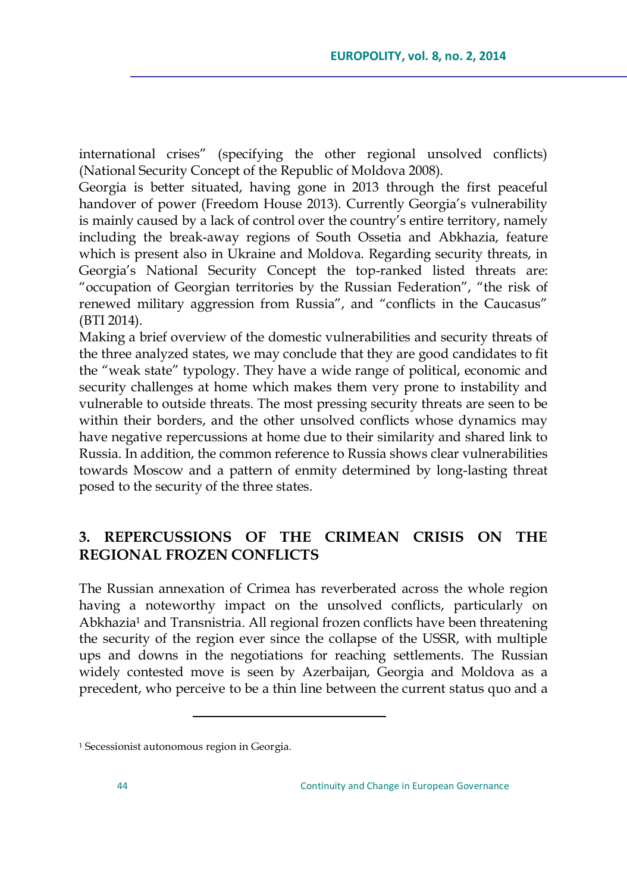international crises" (specifying the other regional unsolved conflicts) (National Security Concept of the Republic of Moldova 2008).

Georgia is better situated, having gone in 2013 through the first peaceful handover of power (Freedom House 2013). Currently Georgia's vulnerability is mainly caused by a lack of control over the country's entire territory, namely including the break-away regions of South Ossetia and Abkhazia, feature which is present also in Ukraine and Moldova. Regarding security threats, in Georgia's National Security Concept the top-ranked listed threats are: "occupation of Georgian territories by the Russian Federation", "the risk of renewed military aggression from Russia", and "conflicts in the Caucasus" (BTI 2014).

Making a brief overview of the domestic vulnerabilities and security threats of the three analyzed states, we may conclude that they are good candidates to fit the "weak state" typology. They have a wide range of political, economic and security challenges at home which makes them very prone to instability and vulnerable to outside threats. The most pressing security threats are seen to be within their borders, and the other unsolved conflicts whose dynamics may have negative repercussions at home due to their similarity and shared link to Russia. In addition, the common reference to Russia shows clear vulnerabilities towards Moscow and a pattern of enmity determined by long-lasting threat posed to the security of the three states.

## 3. REPERCUSSIONS OF THE CRIMEAN CRISIS ON THE REGIONAL FROZEN CONFLICTS

The Russian annexation of Crimea has reverberated across the whole region having a noteworthy impact on the unsolved conflicts, particularly on Abkhazia[1] and Transnistria. All regional frozen conflicts have been threatening the security of the region ever since the collapse of the USSR, with multiple ups and downs in the negotiations for reaching settlements. The Russian widely contested move is seen by Azerbaijan, Georgia and Moldova as a precedent, who perceive to be a thin line between the current status quo and a

[1] Secessionist autonomous region in Georgia.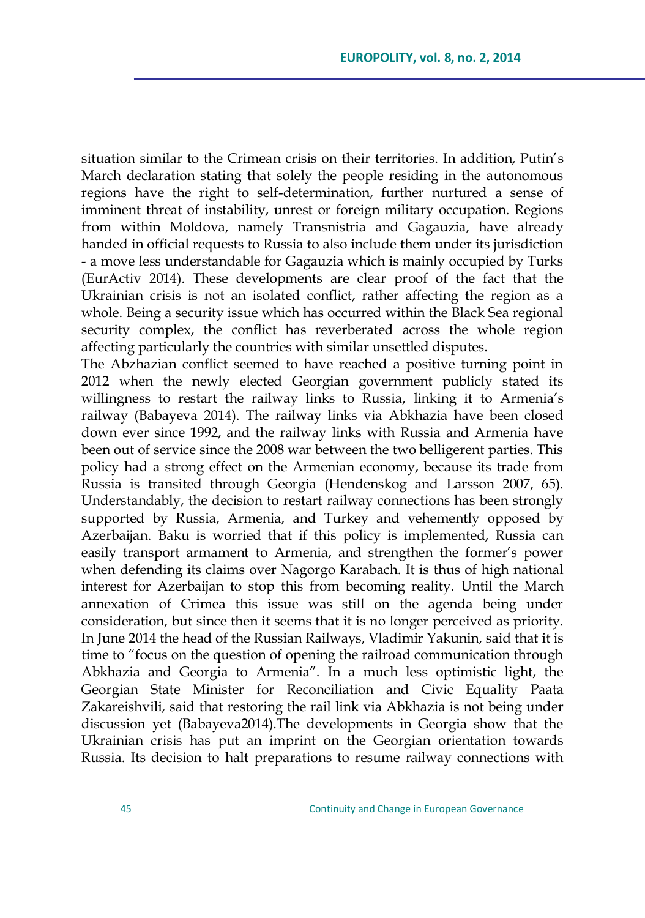situation similar to the Crimean crisis on their territories. In addition, Putin's March declaration stating that solely the people residing in the autonomous regions have the right to self-determination, further nurtured a sense of imminent threat of instability, unrest or foreign military occupation. Regions from within Moldova, namely Transnistria and Gagauzia, have already handed in official requests to Russia to also include them under its jurisdiction - a move less understandable for Gagauzia which is mainly occupied by Turks (EurActiv 2014). These developments are clear proof of the fact that the Ukrainian crisis is not an isolated conflict, rather affecting the region as a whole. Being a security issue which has occurred within the Black Sea regional security complex, the conflict has reverberated across the whole region affecting particularly the countries with similar unsettled disputes.

The Abzhazian conflict seemed to have reached a positive turning point in 2012 when the newly elected Georgian government publicly stated its willingness to restart the railway links to Russia, linking it to Armenia's railway (Babayeva 2014). The railway links via Abkhazia have been closed down ever since 1992, and the railway links with Russia and Armenia have been out of service since the 2008 war between the two belligerent parties. This policy had a strong effect on the Armenian economy, because its trade from Russia is transited through Georgia (Hendenskog and Larsson 2007, 65). Understandably, the decision to restart railway connections has been strongly supported by Russia, Armenia, and Turkey and vehemently opposed by Azerbaijan. Baku is worried that if this policy is implemented, Russia can easily transport armament to Armenia, and strengthen the former's power when defending its claims over Nagorgo Karabach. It is thus of high national interest for Azerbaijan to stop this from becoming reality. Until the March annexation of Crimea this issue was still on the agenda being under consideration, but since then it seems that it is no longer perceived as priority. In June 2014 the head of the Russian Railways, Vladimir Yakunin, said that it is time to "focus on the question of opening the railroad communication through Abkhazia and Georgia to Armenia". In a much less optimistic light, the Georgian State Minister for Reconciliation and Civic Equality Paata Zakareishvili, said that restoring the rail link via Abkhazia is not being under discussion yet (Babayeva2014).The developments in Georgia show that the Ukrainian crisis has put an imprint on the Georgian orientation towards Russia. Its decision to halt preparations to resume railway connections with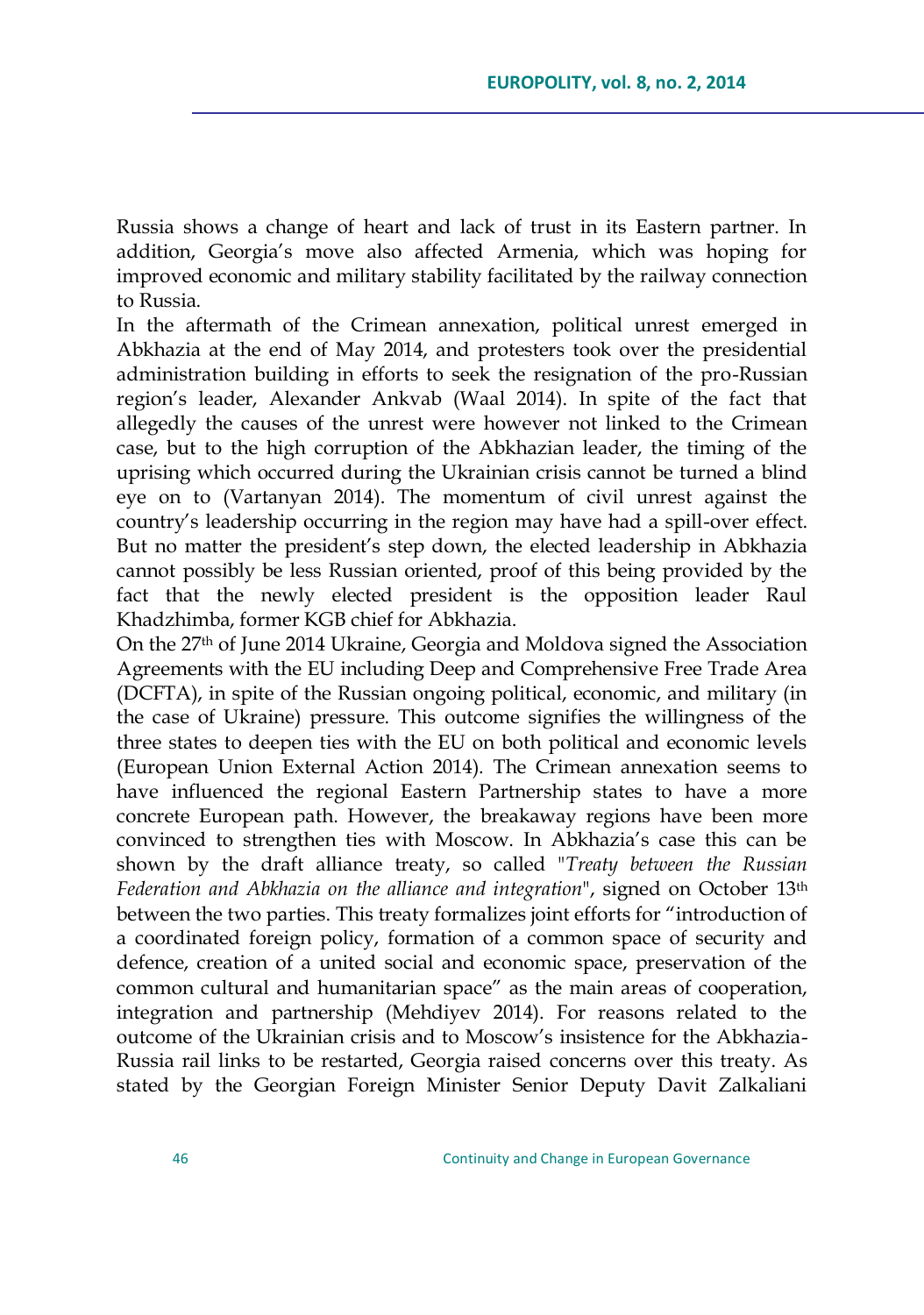Russia shows a change of heart and lack of trust in its Eastern partner. In addition, Georgia's move also affected Armenia, which was hoping for improved economic and military stability facilitated by the railway connection to Russia.

In the aftermath of the Crimean annexation, political unrest emerged in Abkhazia at the end of May 2014, and protesters took over the presidential administration building in efforts to seek the resignation of the pro-Russian region's leader, Alexander Ankvab (Waal 2014). In spite of the fact that allegedly the causes of the unrest were however not linked to the Crimean case, but to the high corruption of the Abkhazian leader, the timing of the uprising which occurred during the Ukrainian crisis cannot be turned a blind eye on to (Vartanyan 2014). The momentum of civil unrest against the country's leadership occurring in the region may have had a spill-over effect. But no matter the president's step down, the elected leadership in Abkhazia cannot possibly be less Russian oriented, proof of this being provided by the fact that the newly elected president is the opposition leader Raul Khadzhimba, former KGB chief for Abkhazia.

On the 27th of June 2014 Ukraine, Georgia and Moldova signed the Association Agreements with the EU including Deep and Comprehensive Free Trade Area (DCFTA), in spite of the Russian ongoing political, economic, and military (in the case of Ukraine) pressure. This outcome signifies the willingness of the three states to deepen ties with the EU on both political and economic levels (European Union External Action 2014). The Crimean annexation seems to have influenced the regional Eastern Partnership states to have a more concrete European path. However, the breakaway regions have been more convinced to strengthen ties with Moscow. In Abkhazia's case this can be shown by the draft alliance treaty, so called "*Treaty between the Russian Federation and Abkhazia on the alliance and integration*", signed on October 13th between the two parties. This treaty formalizes joint efforts for "introduction of a coordinated foreign policy, formation of a common space of security and defence, creation of a united social and economic space, preservation of the common cultural and humanitarian space" as the main areas of cooperation, integration and partnership (Mehdiyev 2014). For reasons related to the outcome of the Ukrainian crisis and to Moscow's insistence for the Abkhazia-Russia rail links to be restarted, Georgia raised concerns over this treaty. As stated by the Georgian Foreign Minister Senior Deputy Davit Zalkaliani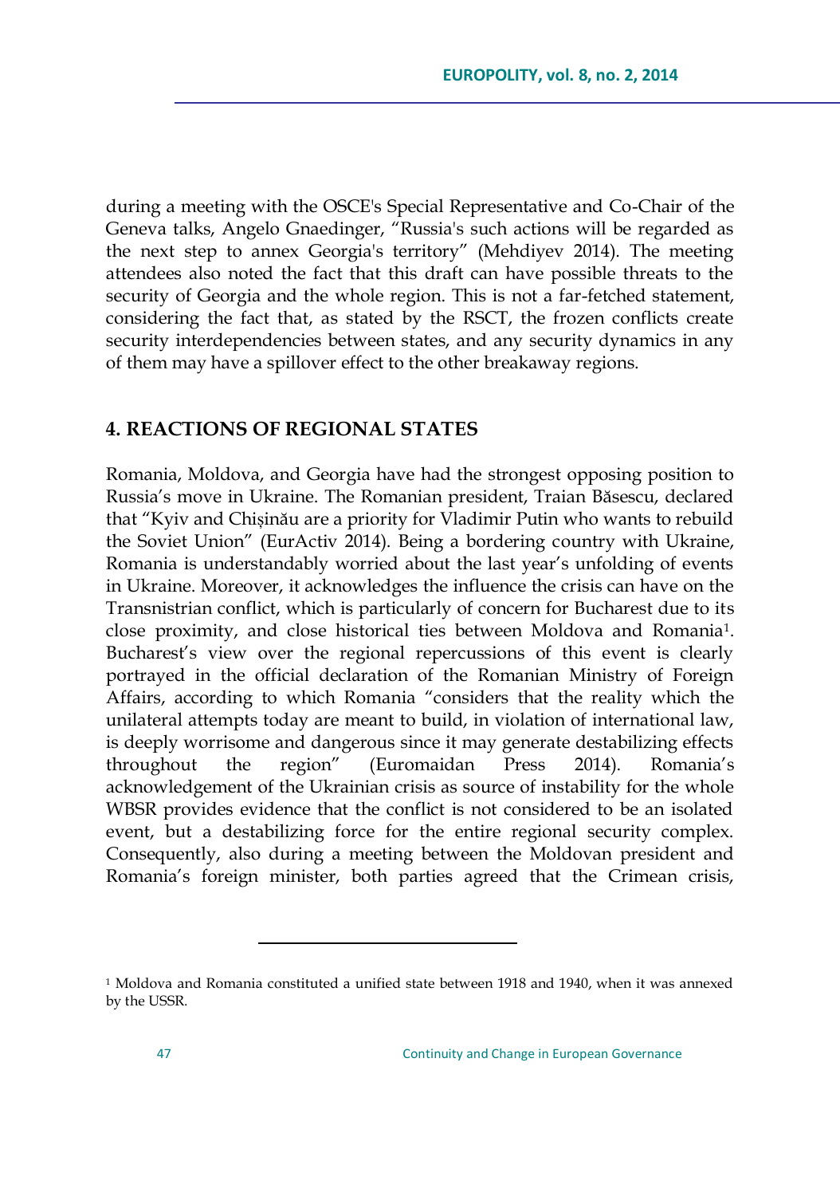during a meeting with the OSCE's Special Representative and Co-Chair of the Geneva talks, Angelo Gnaedinger, "Russia's such actions will be regarded as the next step to annex Georgia's territory" (Mehdiyev 2014). The meeting attendees also noted the fact that this draft can have possible threats to the security of Georgia and the whole region. This is not a far-fetched statement, considering the fact that, as stated by the RSCT, the frozen conflicts create security interdependencies between states, and any security dynamics in any of them may have a spillover effect to the other breakaway regions.

## 4. REACTIONS OF REGIONAL STATES

Romania, Moldova, and Georgia have had the strongest opposing position to Russia's move in Ukraine. The Romanian president, Traian Băsescu, declared that "Kyiv and Chișinău are a priority for Vladimir Putin who wants to rebuild the Soviet Union" (EurActiv 2014). Being a bordering country with Ukraine, Romania is understandably worried about the last year's unfolding of events in Ukraine. Moreover, it acknowledges the influence the crisis can have on the Transnistrian conflict, which is particularly of concern for Bucharest due to its close proximity, and close historical ties between Moldova and Romania[1]. Bucharest's view over the regional repercussions of this event is clearly portrayed in the official declaration of the Romanian Ministry of Foreign Affairs, according to which Romania "considers that the reality which the unilateral attempts today are meant to build, in violation of international law, is deeply worrisome and dangerous since it may generate destabilizing effects throughout the region" (Euromaidan Press 2014). Romania's acknowledgement of the Ukrainian crisis as source of instability for the whole WBSR provides evidence that the conflict is not considered to be an isolated event, but a destabilizing force for the entire regional security complex. Consequently, also during a meeting between the Moldovan president and Romania's foreign minister, both parties agreed that the Crimean crisis,

---

[1] Moldova and Romania constituted a unified state between 1918 and 1940, when it was annexed by the USSR.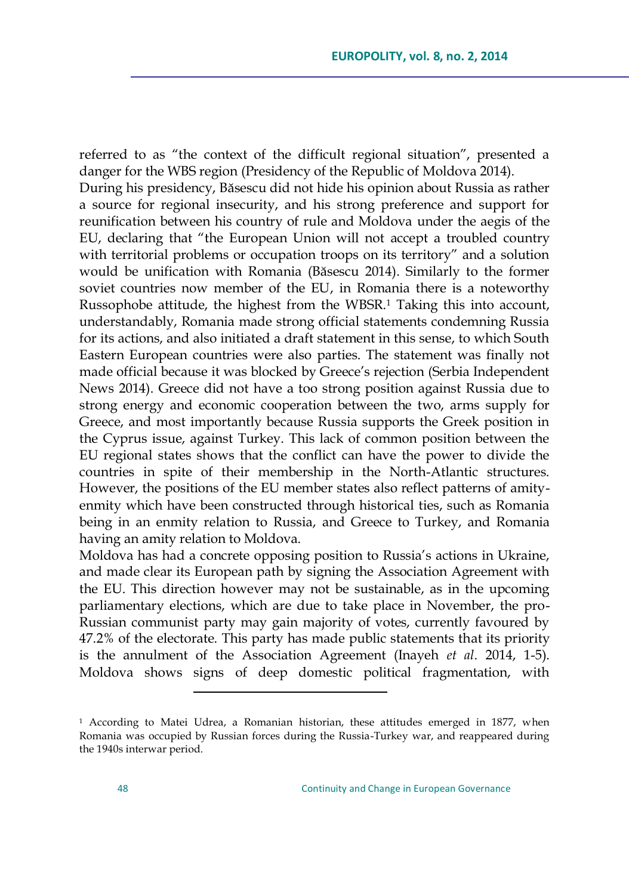referred to as "the context of the difficult regional situation", presented a danger for the WBS region (Presidency of the Republic of Moldova 2014).

During his presidency, Băsescu did not hide his opinion about Russia as rather a source for regional insecurity, and his strong preference and support for reunification between his country of rule and Moldova under the aegis of the EU, declaring that "the European Union will not accept a troubled country with territorial problems or occupation troops on its territory" and a solution would be unification with Romania (Băsescu 2014). Similarly to the former soviet countries now member of the EU, in Romania there is a noteworthy Russophobe attitude, the highest from the WBSR.[1] Taking this into account, understandably, Romania made strong official statements condemning Russia for its actions, and also initiated a draft statement in this sense, to which South Eastern European countries were also parties. The statement was finally not made official because it was blocked by Greece's rejection (Serbia Independent News 2014). Greece did not have a too strong position against Russia due to strong energy and economic cooperation between the two, arms supply for Greece, and most importantly because Russia supports the Greek position in the Cyprus issue, against Turkey. This lack of common position between the EU regional states shows that the conflict can have the power to divide the countries in spite of their membership in the North-Atlantic structures. However, the positions of the EU member states also reflect patterns of amity-enmity which have been constructed through historical ties, such as Romania being in an enmity relation to Russia, and Greece to Turkey, and Romania having an amity relation to Moldova.

Moldova has had a concrete opposing position to Russia's actions in Ukraine, and made clear its European path by signing the Association Agreement with the EU. This direction however may not be sustainable, as in the upcoming parliamentary elections, which are due to take place in November, the pro-Russian communist party may gain majority of votes, currently favoured by 47.2% of the electorate. This party has made public statements that its priority is the annulment of the Association Agreement (Inayeh *et al*. 2014, 1-5). Moldova shows signs of deep domestic political fragmentation, with

---

[1] According to Matei Udrea, a Romanian historian, these attitudes emerged in 1877, when Romania was occupied by Russian forces during the Russia-Turkey war, and reappeared during the 1940s interwar period.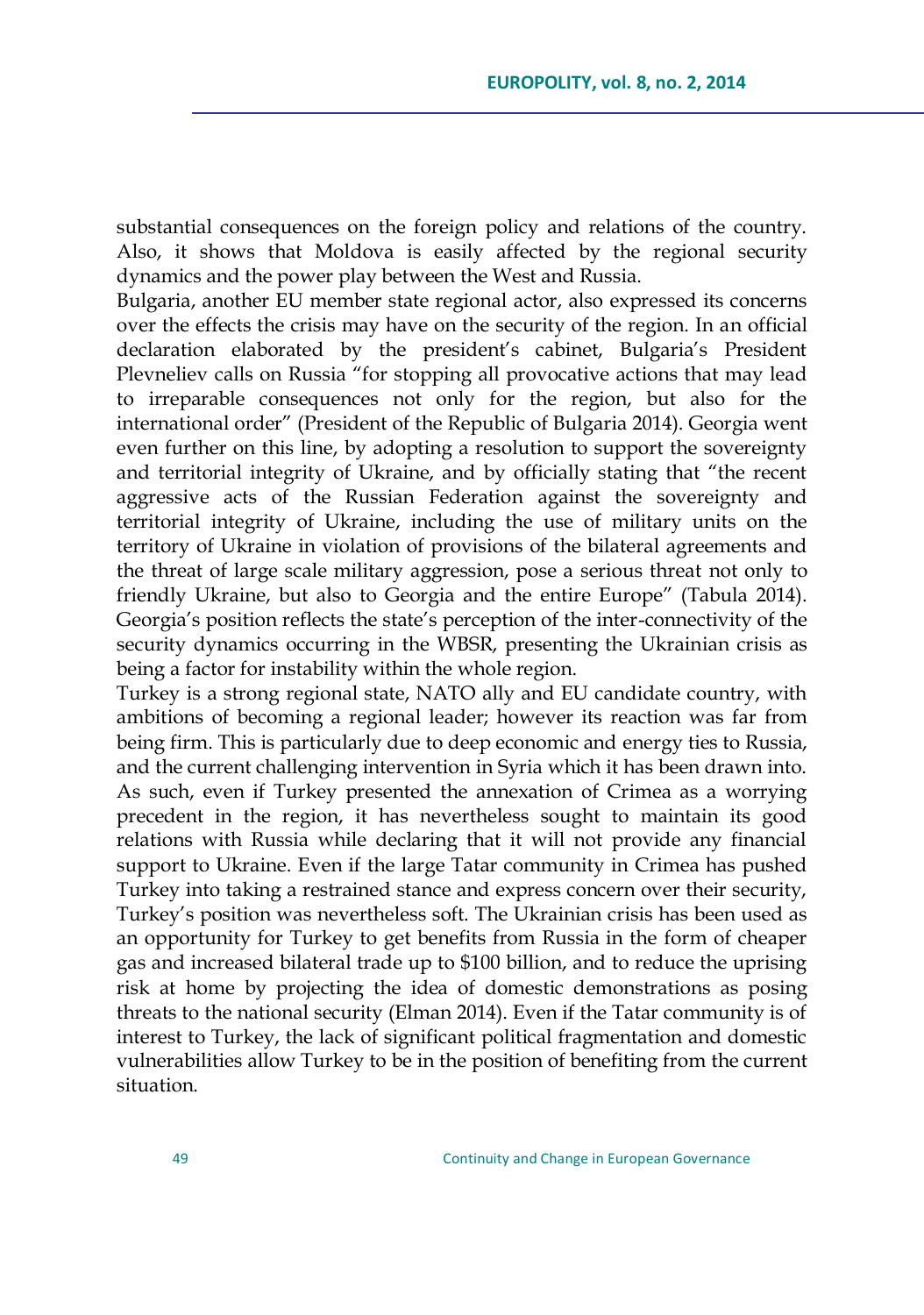substantial consequences on the foreign policy and relations of the country. Also, it shows that Moldova is easily affected by the regional security dynamics and the power play between the West and Russia.

Bulgaria, another EU member state regional actor, also expressed its concerns over the effects the crisis may have on the security of the region. In an official declaration elaborated by the president's cabinet, Bulgaria's President Plevneliev calls on Russia "for stopping all provocative actions that may lead to irreparable consequences not only for the region, but also for the international order" (President of the Republic of Bulgaria 2014). Georgia went even further on this line, by adopting a resolution to support the sovereignty and territorial integrity of Ukraine, and by officially stating that "the recent aggressive acts of the Russian Federation against the sovereignty and territorial integrity of Ukraine, including the use of military units on the territory of Ukraine in violation of provisions of the bilateral agreements and the threat of large scale military aggression, pose a serious threat not only to friendly Ukraine, but also to Georgia and the entire Europe" (Tabula 2014). Georgia's position reflects the state's perception of the inter-connectivity of the security dynamics occurring in the WBSR, presenting the Ukrainian crisis as being a factor for instability within the whole region.

Turkey is a strong regional state, NATO ally and EU candidate country, with ambitions of becoming a regional leader; however its reaction was far from being firm. This is particularly due to deep economic and energy ties to Russia, and the current challenging intervention in Syria which it has been drawn into. As such, even if Turkey presented the annexation of Crimea as a worrying precedent in the region, it has nevertheless sought to maintain its good relations with Russia while declaring that it will not provide any financial support to Ukraine. Even if the large Tatar community in Crimea has pushed Turkey into taking a restrained stance and express concern over their security, Turkey's position was nevertheless soft. The Ukrainian crisis has been used as an opportunity for Turkey to get benefits from Russia in the form of cheaper gas and increased bilateral trade up to $100 billion, and to reduce the uprising risk at home by projecting the idea of domestic demonstrations as posing threats to the national security (Elman 2014). Even if the Tatar community is of interest to Turkey, the lack of significant political fragmentation and domestic vulnerabilities allow Turkey to be in the position of benefiting from the current situation.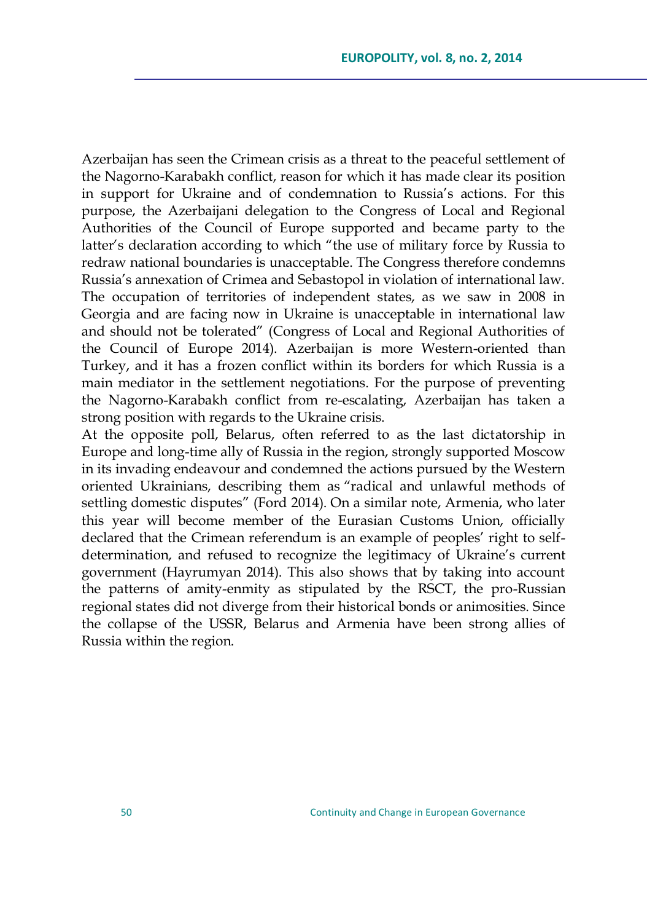Azerbaijan has seen the Crimean crisis as a threat to the peaceful settlement of the Nagorno-Karabakh conflict, reason for which it has made clear its position in support for Ukraine and of condemnation to Russia's actions. For this purpose, the Azerbaijani delegation to the Congress of Local and Regional Authorities of the Council of Europe supported and became party to the latter's declaration according to which "the use of military force by Russia to redraw national boundaries is unacceptable. The Congress therefore condemns Russia's annexation of Crimea and Sebastopol in violation of international law. The occupation of territories of independent states, as we saw in 2008 in Georgia and are facing now in Ukraine is unacceptable in international law and should not be tolerated" (Congress of Local and Regional Authorities of the Council of Europe 2014). Azerbaijan is more Western-oriented than Turkey, and it has a frozen conflict within its borders for which Russia is a main mediator in the settlement negotiations. For the purpose of preventing the Nagorno-Karabakh conflict from re-escalating, Azerbaijan has taken a strong position with regards to the Ukraine crisis.

At the opposite poll, Belarus, often referred to as the last dictatorship in Europe and long-time ally of Russia in the region, strongly supported Moscow in its invading endeavour and condemned the actions pursued by the Western oriented Ukrainians, describing them as "radical and unlawful methods of settling domestic disputes" (Ford 2014). On a similar note, Armenia, who later this year will become member of the Eurasian Customs Union, officially declared that the Crimean referendum is an example of peoples' right to self-determination, and refused to recognize the legitimacy of Ukraine's current government (Hayrumyan 2014). This also shows that by taking into account the patterns of amity-enmity as stipulated by the RSCT, the pro-Russian regional states did not diverge from their historical bonds or animosities. Since the collapse of the USSR, Belarus and Armenia have been strong allies of Russia within the region.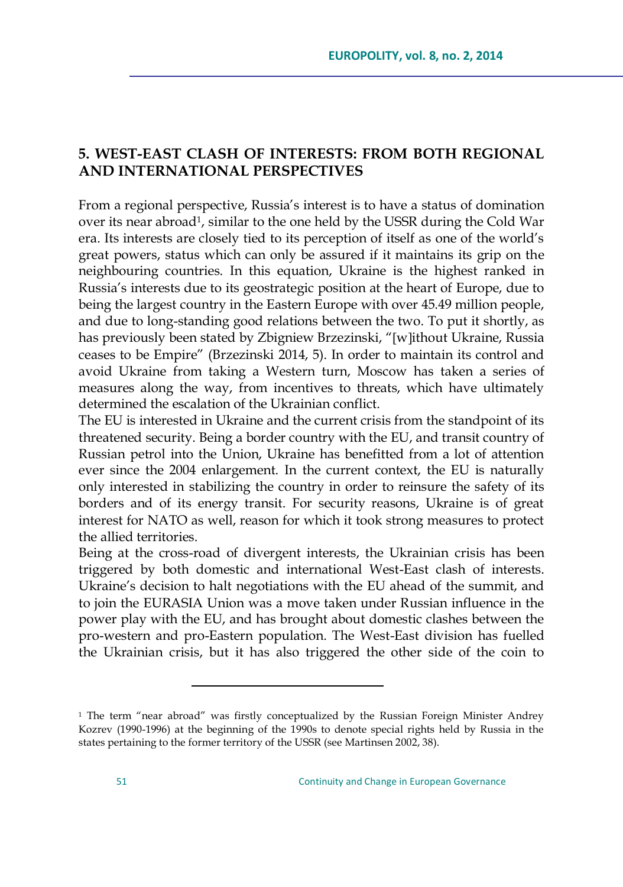## 5. WEST-EAST CLASH OF INTERESTS: FROM BOTH REGIONAL AND INTERNATIONAL PERSPECTIVES

From a regional perspective, Russia's interest is to have a status of domination over its near abroad[1], similar to the one held by the USSR during the Cold War era. Its interests are closely tied to its perception of itself as one of the world's great powers, status which can only be assured if it maintains its grip on the neighbouring countries. In this equation, Ukraine is the highest ranked in Russia's interests due to its geostrategic position at the heart of Europe, due to being the largest country in the Eastern Europe with over 45.49 million people, and due to long-standing good relations between the two. To put it shortly, as has previously been stated by Zbigniew Brzezinski, "[w]ithout Ukraine, Russia ceases to be Empire" (Brzezinski 2014, 5). In order to maintain its control and avoid Ukraine from taking a Western turn, Moscow has taken a series of measures along the way, from incentives to threats, which have ultimately determined the escalation of the Ukrainian conflict.

The EU is interested in Ukraine and the current crisis from the standpoint of its threatened security. Being a border country with the EU, and transit country of Russian petrol into the Union, Ukraine has benefitted from a lot of attention ever since the 2004 enlargement. In the current context, the EU is naturally only interested in stabilizing the country in order to reinsure the safety of its borders and of its energy transit. For security reasons, Ukraine is of great interest for NATO as well, reason for which it took strong measures to protect the allied territories.

Being at the cross-road of divergent interests, the Ukrainian crisis has been triggered by both domestic and international West-East clash of interests. Ukraine's decision to halt negotiations with the EU ahead of the summit, and to join the EURASIA Union was a move taken under Russian influence in the power play with the EU, and has brought about domestic clashes between the pro-western and pro-Eastern population. The West-East division has fuelled the Ukrainian crisis, but it has also triggered the other side of the coin to

---

[1] The term "near abroad" was firstly conceptualized by the Russian Foreign Minister Andrey Kozrev (1990-1996) at the beginning of the 1990s to denote special rights held by Russia in the states pertaining to the former territory of the USSR (see Martinsen 2002, 38).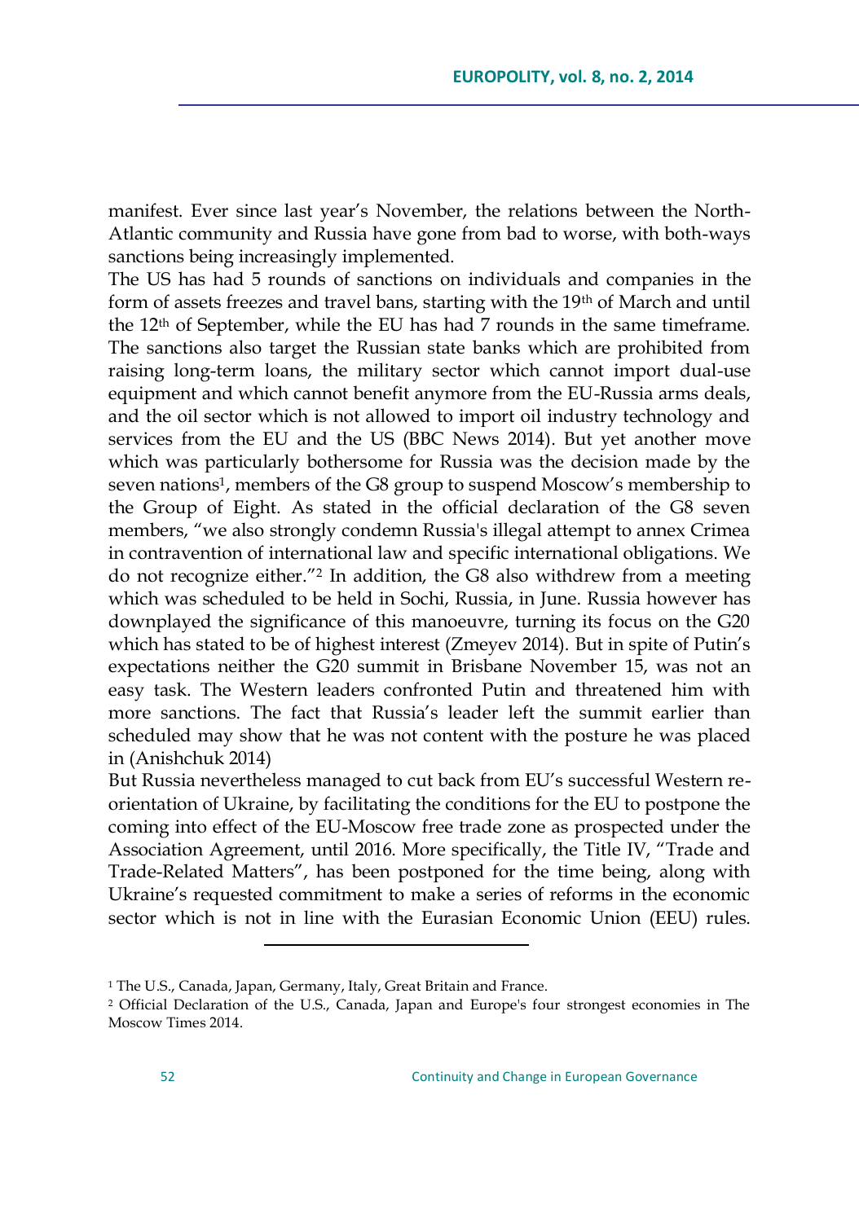manifest. Ever since last year's November, the relations between the North-Atlantic community and Russia have gone from bad to worse, with both-ways sanctions being increasingly implemented.

The US has had 5 rounds of sanctions on individuals and companies in the form of assets freezes and travel bans, starting with the 19th of March and until the 12th of September, while the EU has had 7 rounds in the same timeframe. The sanctions also target the Russian state banks which are prohibited from raising long-term loans, the military sector which cannot import dual-use equipment and which cannot benefit anymore from the EU-Russia arms deals, and the oil sector which is not allowed to import oil industry technology and services from the EU and the US (BBC News 2014). But yet another move which was particularly bothersome for Russia was the decision made by the seven nations[1], members of the G8 group to suspend Moscow's membership to the Group of Eight. As stated in the official declaration of the G8 seven members, "we also strongly condemn Russia's illegal attempt to annex Crimea in contravention of international law and specific international obligations. We do not recognize either."[2] In addition, the G8 also withdrew from a meeting which was scheduled to be held in Sochi, Russia, in June. Russia however has downplayed the significance of this manoeuvre, turning its focus on the G20 which has stated to be of highest interest (Zmeyev 2014). But in spite of Putin's expectations neither the G20 summit in Brisbane November 15, was not an easy task. The Western leaders confronted Putin and threatened him with more sanctions. The fact that Russia's leader left the summit earlier than scheduled may show that he was not content with the posture he was placed in (Anishchuk 2014)

But Russia nevertheless managed to cut back from EU's successful Western re-orientation of Ukraine, by facilitating the conditions for the EU to postpone the coming into effect of the EU-Moscow free trade zone as prospected under the Association Agreement, until 2016. More specifically, the Title IV, "Trade and Trade-Related Matters", has been postponed for the time being, along with Ukraine's requested commitment to make a series of reforms in the economic sector which is not in line with the Eurasian Economic Union (EEU) rules.

---

[1] The U.S., Canada, Japan, Germany, Italy, Great Britain and France.

[2] Official Declaration of the U.S., Canada, Japan and Europe's four strongest economies in The Moscow Times 2014.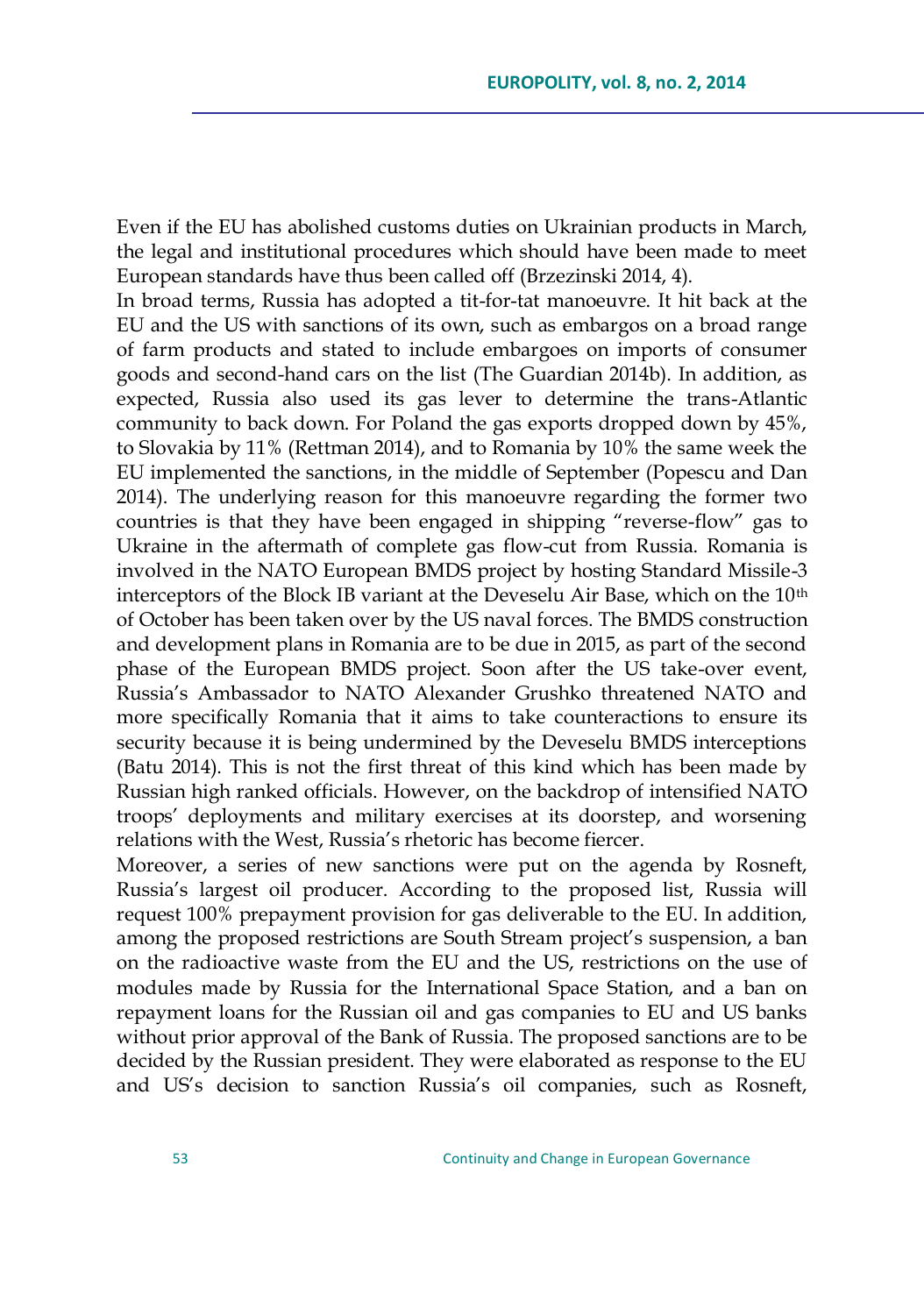Even if the EU has abolished customs duties on Ukrainian products in March, the legal and institutional procedures which should have been made to meet European standards have thus been called off (Brzezinski 2014, 4).

In broad terms, Russia has adopted a tit-for-tat manoeuvre. It hit back at the EU and the US with sanctions of its own, such as embargos on a broad range of farm products and stated to include embargoes on imports of consumer goods and second-hand cars on the list (The Guardian 2014b). In addition, as expected, Russia also used its gas lever to determine the trans-Atlantic community to back down. For Poland the gas exports dropped down by 45%, to Slovakia by 11% (Rettman 2014), and to Romania by 10% the same week the EU implemented the sanctions, in the middle of September (Popescu and Dan 2014). The underlying reason for this manoeuvre regarding the former two countries is that they have been engaged in shipping "reverse-flow" gas to Ukraine in the aftermath of complete gas flow-cut from Russia. Romania is involved in the NATO European BMDS project by hosting Standard Missile-3 interceptors of the Block IB variant at the Deveselu Air Base, which on the 10th of October has been taken over by the US naval forces. The BMDS construction and development plans in Romania are to be due in 2015, as part of the second phase of the European BMDS project. Soon after the US take-over event, Russia's Ambassador to NATO Alexander Grushko threatened NATO and more specifically Romania that it aims to take counteractions to ensure its security because it is being undermined by the Deveselu BMDS interceptions (Batu 2014). This is not the first threat of this kind which has been made by Russian high ranked officials. However, on the backdrop of intensified NATO troops' deployments and military exercises at its doorstep, and worsening relations with the West, Russia's rhetoric has become fiercer.

Moreover, a series of new sanctions were put on the agenda by Rosneft, Russia's largest oil producer. According to the proposed list, Russia will request 100% prepayment provision for gas deliverable to the EU. In addition, among the proposed restrictions are South Stream project's suspension, a ban on the radioactive waste from the EU and the US, restrictions on the use of modules made by Russia for the International Space Station, and a ban on repayment loans for the Russian oil and gas companies to EU and US banks without prior approval of the Bank of Russia. The proposed sanctions are to be decided by the Russian president. They were elaborated as response to the EU and US's decision to sanction Russia's oil companies, such as Rosneft,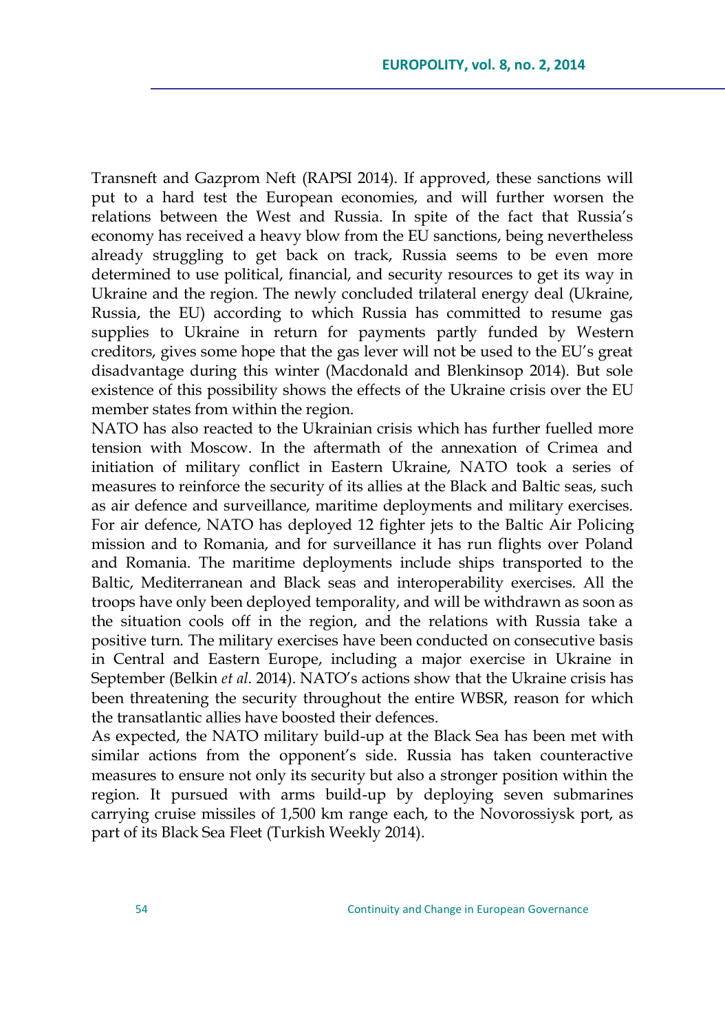Transneft and Gazprom Neft (RAPSI 2014). If approved, these sanctions will put to a hard test the European economies, and will further worsen the relations between the West and Russia. In spite of the fact that Russia's economy has received a heavy blow from the EU sanctions, being nevertheless already struggling to get back on track, Russia seems to be even more determined to use political, financial, and security resources to get its way in Ukraine and the region. The newly concluded trilateral energy deal (Ukraine, Russia, the EU) according to which Russia has committed to resume gas supplies to Ukraine in return for payments partly funded by Western creditors, gives some hope that the gas lever will not be used to the EU's great disadvantage during this winter (Macdonald and Blenkinsop 2014). But sole existence of this possibility shows the effects of the Ukraine crisis over the EU member states from within the region.

NATO has also reacted to the Ukrainian crisis which has further fuelled more tension with Moscow. In the aftermath of the annexation of Crimea and initiation of military conflict in Eastern Ukraine, NATO took a series of measures to reinforce the security of its allies at the Black and Baltic seas, such as air defence and surveillance, maritime deployments and military exercises. For air defence, NATO has deployed 12 fighter jets to the Baltic Air Policing mission and to Romania, and for surveillance it has run flights over Poland and Romania. The maritime deployments include ships transported to the Baltic, Mediterranean and Black seas and interoperability exercises. All the troops have only been deployed temporality, and will be withdrawn as soon as the situation cools off in the region, and the relations with Russia take a positive turn. The military exercises have been conducted on consecutive basis in Central and Eastern Europe, including a major exercise in Ukraine in September (Belkin *et al*. 2014). NATO's actions show that the Ukraine crisis has been threatening the security throughout the entire WBSR, reason for which the transatlantic allies have boosted their defences.

As expected, the NATO military build-up at the Black Sea has been met with similar actions from the opponent's side. Russia has taken counteractive measures to ensure not only its security but also a stronger position within the region. It pursued with arms build-up by deploying seven submarines carrying cruise missiles of 1,500 km range each, to the Novorossiysk port, as part of its Black Sea Fleet (Turkish Weekly 2014).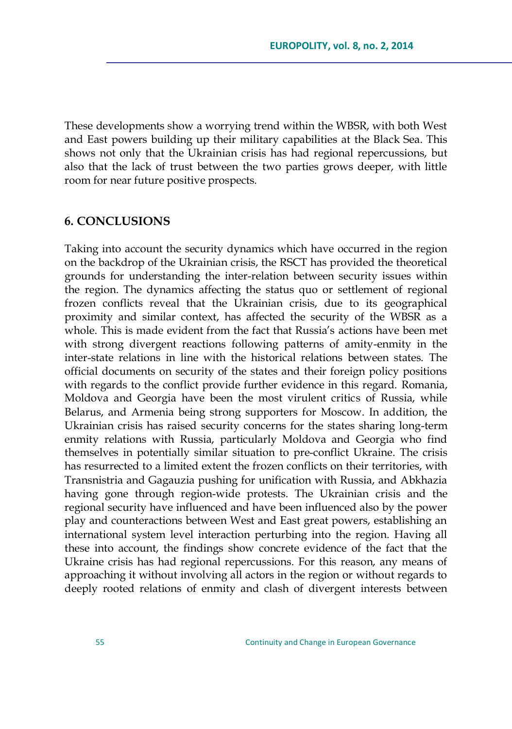These developments show a worrying trend within the WBSR, with both West and East powers building up their military capabilities at the Black Sea. This shows not only that the Ukrainian crisis has had regional repercussions, but also that the lack of trust between the two parties grows deeper, with little room for near future positive prospects.

## 6. CONCLUSIONS

Taking into account the security dynamics which have occurred in the region on the backdrop of the Ukrainian crisis, the RSCT has provided the theoretical grounds for understanding the inter-relation between security issues within the region. The dynamics affecting the status quo or settlement of regional frozen conflicts reveal that the Ukrainian crisis, due to its geographical proximity and similar context, has affected the security of the WBSR as a whole. This is made evident from the fact that Russia's actions have been met with strong divergent reactions following patterns of amity-enmity in the inter-state relations in line with the historical relations between states. The official documents on security of the states and their foreign policy positions with regards to the conflict provide further evidence in this regard. Romania, Moldova and Georgia have been the most virulent critics of Russia, while Belarus, and Armenia being strong supporters for Moscow. In addition, the Ukrainian crisis has raised security concerns for the states sharing long-term enmity relations with Russia, particularly Moldova and Georgia who find themselves in potentially similar situation to pre-conflict Ukraine. The crisis has resurrected to a limited extent the frozen conflicts on their territories, with Transnistria and Gagauzia pushing for unification with Russia, and Abkhazia having gone through region-wide protests. The Ukrainian crisis and the regional security have influenced and have been influenced also by the power play and counteractions between West and East great powers, establishing an international system level interaction perturbing into the region. Having all these into account, the findings show concrete evidence of the fact that the Ukraine crisis has had regional repercussions. For this reason, any means of approaching it without involving all actors in the region or without regards to deeply rooted relations of enmity and clash of divergent interests between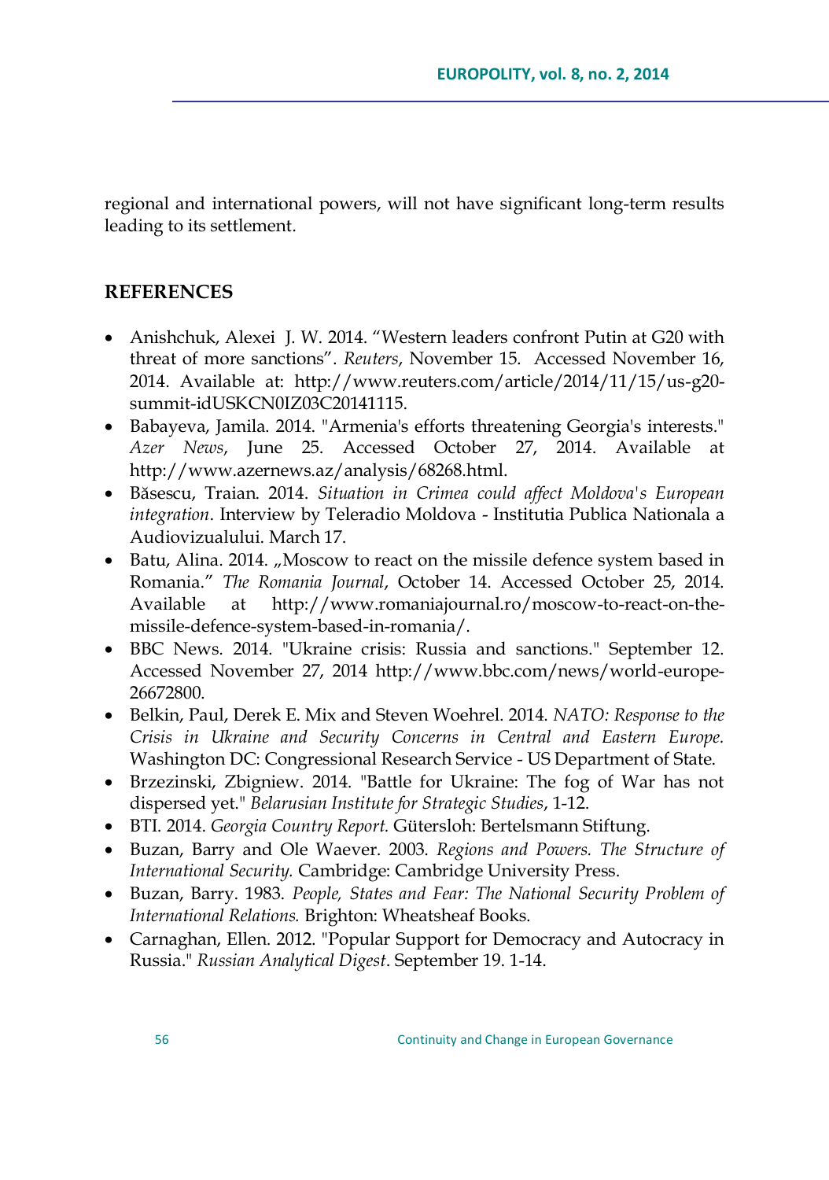regional and international powers, will not have significant long-term results leading to its settlement.

## REFERENCES

- Anishchuk, Alexei J. W. 2014. "Western leaders confront Putin at G20 with threat of more sanctions". *Reuters*, November 15. Accessed November 16, 2014. Available at: http://www.reuters.com/article/2014/11/15/us-g20-summit-idUSKCN0IZ03C20141115.
- Babayeva, Jamila. 2014. "Armenia's efforts threatening Georgia's interests." *Azer News*, June 25. Accessed October 27, 2014. Available at http://www.azernews.az/analysis/68268.html.
- Băsescu, Traian. 2014. *Situation in Crimea could affect Moldova's European integration*. Interview by Teleradio Moldova - Institutia Publica Nationala a Audiovizualului. March 17.
- Batu, Alina. 2014. „Moscow to react on the missile defence system based in Romania." *The Romania Journal*, October 14. Accessed October 25, 2014. Available at http://www.romaniajournal.ro/moscow-to-react-on-the-missile-defence-system-based-in-romania/.
- BBC News. 2014. "Ukraine crisis: Russia and sanctions." September 12. Accessed November 27, 2014 http://www.bbc.com/news/world-europe-26672800.
- Belkin, Paul, Derek E. Mix and Steven Woehrel. 2014. *NATO: Response to the Crisis in Ukraine and Security Concerns in Central and Eastern Europe.* Washington DC: Congressional Research Service - US Department of State.
- Brzezinski, Zbigniew. 2014. "Battle for Ukraine: The fog of War has not dispersed yet." *Belarusian Institute for Strategic Studies*, 1-12.
- BTI. 2014. *Georgia Country Report.* Gütersloh: Bertelsmann Stiftung.
- Buzan, Barry and Ole Waever. 2003. *Regions and Powers. The Structure of International Security.* Cambridge: Cambridge University Press.
- Buzan, Barry. 1983. *People, States and Fear: The National Security Problem of International Relations.* Brighton: Wheatsheaf Books.
- Carnaghan, Ellen. 2012. "Popular Support for Democracy and Autocracy in Russia." *Russian Analytical Digest*. September 19. 1-14.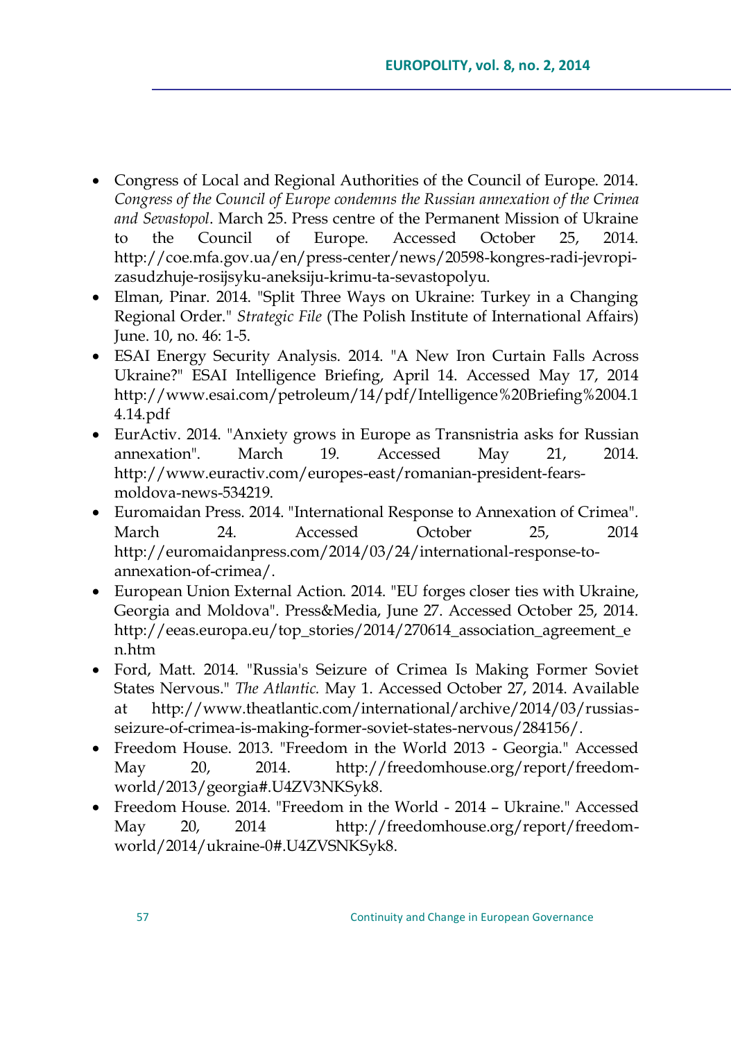- Congress of Local and Regional Authorities of the Council of Europe. 2014. *Congress of the Council of Europe condemns the Russian annexation of the Crimea and Sevastopol*. March 25. Press centre of the Permanent Mission of Ukraine to the Council of Europe. Accessed October 25, 2014. http://coe.mfa.gov.ua/en/press-center/news/20598-kongres-radi-jevropi-zasudzhuje-rosijsyku-aneksiju-krimu-ta-sevastopolyu.
- Elman, Pinar. 2014. "Split Three Ways on Ukraine: Turkey in a Changing Regional Order." *Strategic File* (The Polish Institute of International Affairs) June. 10, no. 46: 1-5.
- ESAI Energy Security Analysis. 2014. "A New Iron Curtain Falls Across Ukraine?" ESAI Intelligence Briefing, April 14. Accessed May 17, 2014 http://www.esai.com/petroleum/14/pdf/Intelligence%20Briefing%2004.14.14.pdf
- EurActiv. 2014. "Anxiety grows in Europe as Transnistria asks for Russian annexation". March 19. Accessed May 21, 2014. http://www.euractiv.com/europes-east/romanian-president-fears-moldova-news-534219.
- Euromaidan Press. 2014. "International Response to Annexation of Crimea". March 24. Accessed October 25, 2014 http://euromaidanpress.com/2014/03/24/international-response-to-annexation-of-crimea/.
- European Union External Action. 2014. "EU forges closer ties with Ukraine, Georgia and Moldova". Press&Media, June 27. Accessed October 25, 2014. http://eeas.europa.eu/top_stories/2014/270614_association_agreement_en.htm
- Ford, Matt. 2014. "Russia's Seizure of Crimea Is Making Former Soviet States Nervous." *The Atlantic.* May 1. Accessed October 27, 2014. Available at http://www.theatlantic.com/international/archive/2014/03/russias-seizure-of-crimea-is-making-former-soviet-states-nervous/284156/.
- Freedom House. 2013. "Freedom in the World 2013 - Georgia." Accessed May 20, 2014. http://freedomhouse.org/report/freedom-world/2013/georgia#.U4ZV3NKSyk8.
- Freedom House. 2014. "Freedom in the World - 2014 – Ukraine." Accessed May 20, 2014 http://freedomhouse.org/report/freedom-world/2014/ukraine-0#.U4ZVSNKSyk8.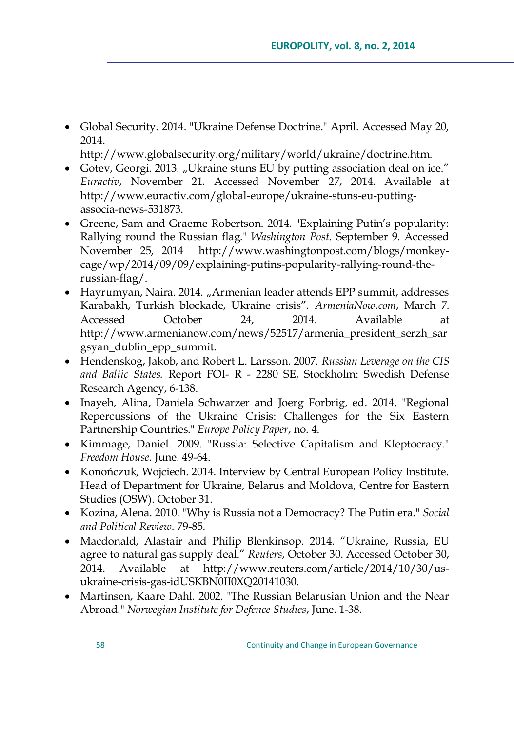- Global Security. 2014. "Ukraine Defense Doctrine." April. Accessed May 20, 2014. http://www.globalsecurity.org/military/world/ukraine/doctrine.htm.
- Gotev, Georgi. 2013. „Ukraine stuns EU by putting association deal on ice." *Euractiv*, November 21. Accessed November 27, 2014. Available at http://www.euractiv.com/global-europe/ukraine-stuns-eu-putting-associa-news-531873.
- Greene, Sam and Graeme Robertson. 2014. "Explaining Putin's popularity: Rallying round the Russian flag." *Washington Post.* September 9. Accessed November 25, 2014 http://www.washingtonpost.com/blogs/monkey-cage/wp/2014/09/09/explaining-putins-popularity-rallying-round-the-russian-flag/.
- Hayrumyan, Naira. 2014. „Armenian leader attends EPP summit, addresses Karabakh, Turkish blockade, Ukraine crisis". *ArmeniaNow.com*, March 7. Accessed October 24, 2014. Available at http://www.armenianow.com/news/52517/armenia_president_serzh_sargsyan_dublin_epp_summit.
- Hendenskog, Jakob, and Robert L. Larsson. 2007. *Russian Leverage on the CIS and Baltic States.* Report FOI- R - 2280 SE, Stockholm: Swedish Defense Research Agency, 6-138.
- Inayeh, Alina, Daniela Schwarzer and Joerg Forbrig, ed. 2014. "Regional Repercussions of the Ukraine Crisis: Challenges for the Six Eastern Partnership Countries." *Europe Policy Paper*, no. 4.
- Kimmage, Daniel. 2009. "Russia: Selective Capitalism and Kleptocracy." *Freedom House*. June. 49-64.
- Konończuk, Wojciech. 2014. Interview by Central European Policy Institute. Head of Department for Ukraine, Belarus and Moldova, Centre for Eastern Studies (OSW). October 31.
- Kozina, Alena. 2010. "Why is Russia not a Democracy? The Putin era." *Social and Political Review*. 79-85.
- Macdonald, Alastair and Philip Blenkinsop. 2014. "Ukraine, Russia, EU agree to natural gas supply deal." *Reuters*, October 30. Accessed October 30, 2014. Available at http://www.reuters.com/article/2014/10/30/us-ukraine-crisis-gas-idUSKBN0II0XQ20141030.
- Martinsen, Kaare Dahl. 2002. "The Russian Belarusian Union and the Near Abroad." *Norwegian Institute for Defence Studies*, June. 1-38.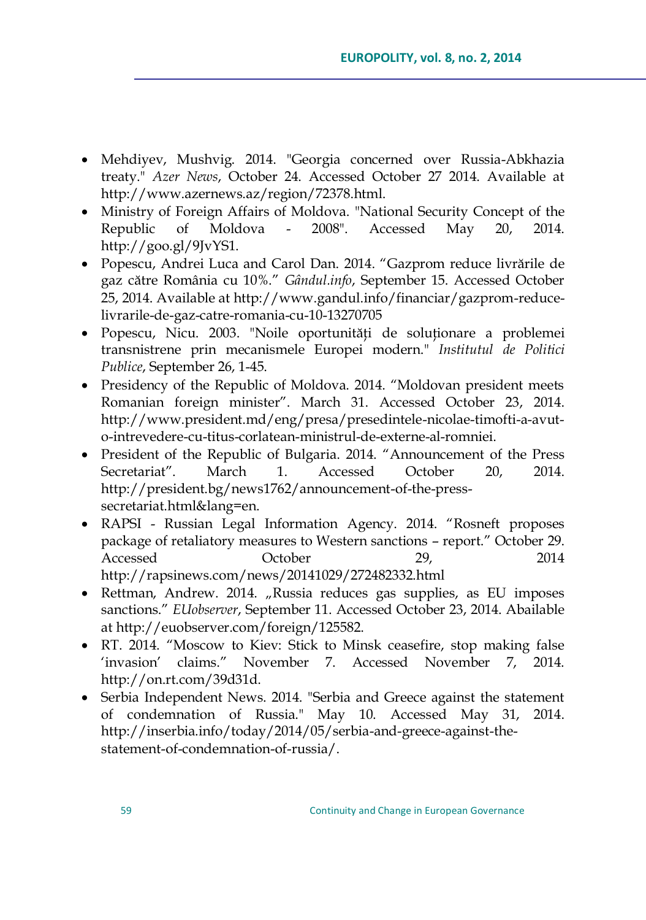- Mehdiyev, Mushvig. 2014. "Georgia concerned over Russia-Abkhazia treaty." *Azer News*, October 24. Accessed October 27 2014. Available at http://www.azernews.az/region/72378.html.
- Ministry of Foreign Affairs of Moldova. "National Security Concept of the Republic of Moldova - 2008". Accessed May 20, 2014. http://goo.gl/9JvYS1.
- Popescu, Andrei Luca and Carol Dan. 2014. "Gazprom reduce livrările de gaz către România cu 10%." *Gândul.info*, September 15. Accessed October 25, 2014. Available at http://www.gandul.info/financiar/gazprom-reduce-livrarile-de-gaz-catre-romania-cu-10-13270705
- Popescu, Nicu. 2003. "Noile oportunități de soluționare a problemei transnistrene prin mecanismele Europei modern." *Institutul de Politici Publice*, September 26, 1-45.
- Presidency of the Republic of Moldova. 2014. "Moldovan president meets Romanian foreign minister". March 31. Accessed October 23, 2014. http://www.president.md/eng/presa/presedintele-nicolae-timofti-a-avut-o-intrevedere-cu-titus-corlatean-ministrul-de-externe-al-romniei.
- President of the Republic of Bulgaria. 2014. "Announcement of the Press Secretariat". March 1. Accessed October 20, 2014. http://president.bg/news1762/announcement-of-the-press-secretariat.html&lang=en.
- RAPSI - Russian Legal Information Agency. 2014. "Rosneft proposes package of retaliatory measures to Western sanctions – report." October 29. Accessed October 29, 2014 http://rapsinews.com/news/20141029/272482332.html
- Rettman, Andrew. 2014. „Russia reduces gas supplies, as EU imposes sanctions." *EUobserver*, September 11. Accessed October 23, 2014. Abailable at http://euobserver.com/foreign/125582.
- RT. 2014. "Moscow to Kiev: Stick to Minsk ceasefire, stop making false 'invasion' claims." November 7. Accessed November 7, 2014. http://on.rt.com/39d31d.
- Serbia Independent News. 2014. "Serbia and Greece against the statement of condemnation of Russia." May 10. Accessed May 31, 2014. http://inserbia.info/today/2014/05/serbia-and-greece-against-the-statement-of-condemnation-of-russia/.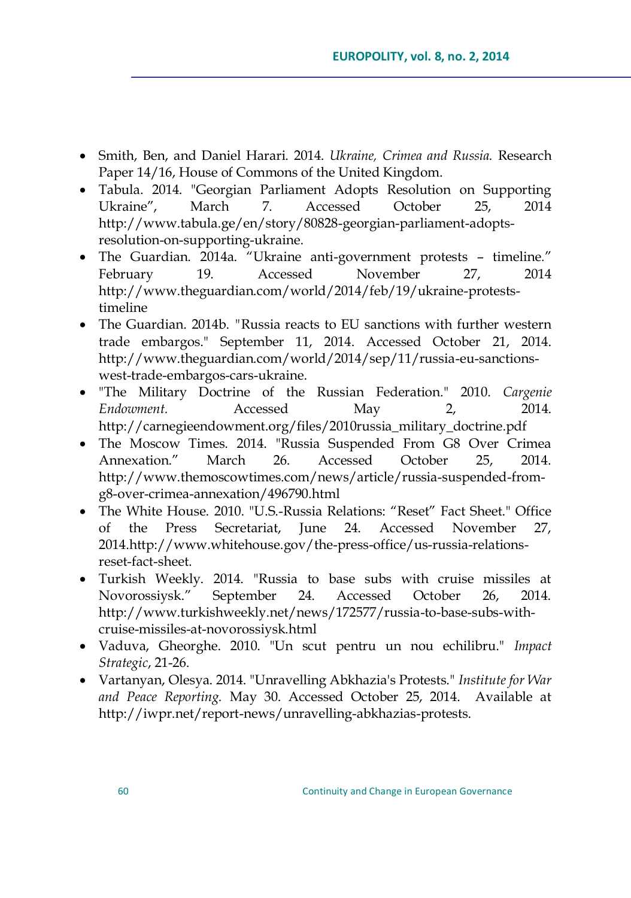- Smith, Ben, and Daniel Harari. 2014. *Ukraine, Crimea and Russia.* Research Paper 14/16, House of Commons of the United Kingdom.
- Tabula. 2014. "Georgian Parliament Adopts Resolution on Supporting Ukraine", March 7. Accessed October 25, 2014 http://www.tabula.ge/en/story/80828-georgian-parliament-adopts-resolution-on-supporting-ukraine.
- The Guardian. 2014a. "Ukraine anti-government protests – timeline." February 19. Accessed November 27, 2014 http://www.theguardian.com/world/2014/feb/19/ukraine-protests-timeline
- The Guardian. 2014b. "Russia reacts to EU sanctions with further western trade embargos." September 11, 2014. Accessed October 21, 2014. http://www.theguardian.com/world/2014/sep/11/russia-eu-sanctions-west-trade-embargos-cars-ukraine.
- "The Military Doctrine of the Russian Federation." 2010. *Cargenie Endowment.* Accessed May 2, 2014. http://carnegieendowment.org/files/2010russia_military_doctrine.pdf
- The Moscow Times. 2014. "Russia Suspended From G8 Over Crimea Annexation." March 26. Accessed October 25, 2014. http://www.themoscowtimes.com/news/article/russia-suspended-from-g8-over-crimea-annexation/496790.html
- The White House. 2010. "U.S.-Russia Relations: "Reset" Fact Sheet." Office of the Press Secretariat, June 24. Accessed November 27, 2014.http://www.whitehouse.gov/the-press-office/us-russia-relations-reset-fact-sheet.
- Turkish Weekly. 2014. "Russia to base subs with cruise missiles at Novorossiysk." September 24. Accessed October 26, 2014. http://www.turkishweekly.net/news/172577/russia-to-base-subs-with-cruise-missiles-at-novorossiysk.html
- Vaduva, Gheorghe. 2010. "Un scut pentru un nou echilibru." *Impact Strategic*, 21-26.
- Vartanyan, Olesya. 2014. "Unravelling Abkhazia's Protests." *Institute for War and Peace Reporting.* May 30. Accessed October 25, 2014. Available at http://iwpr.net/report-news/unravelling-abkhazias-protests.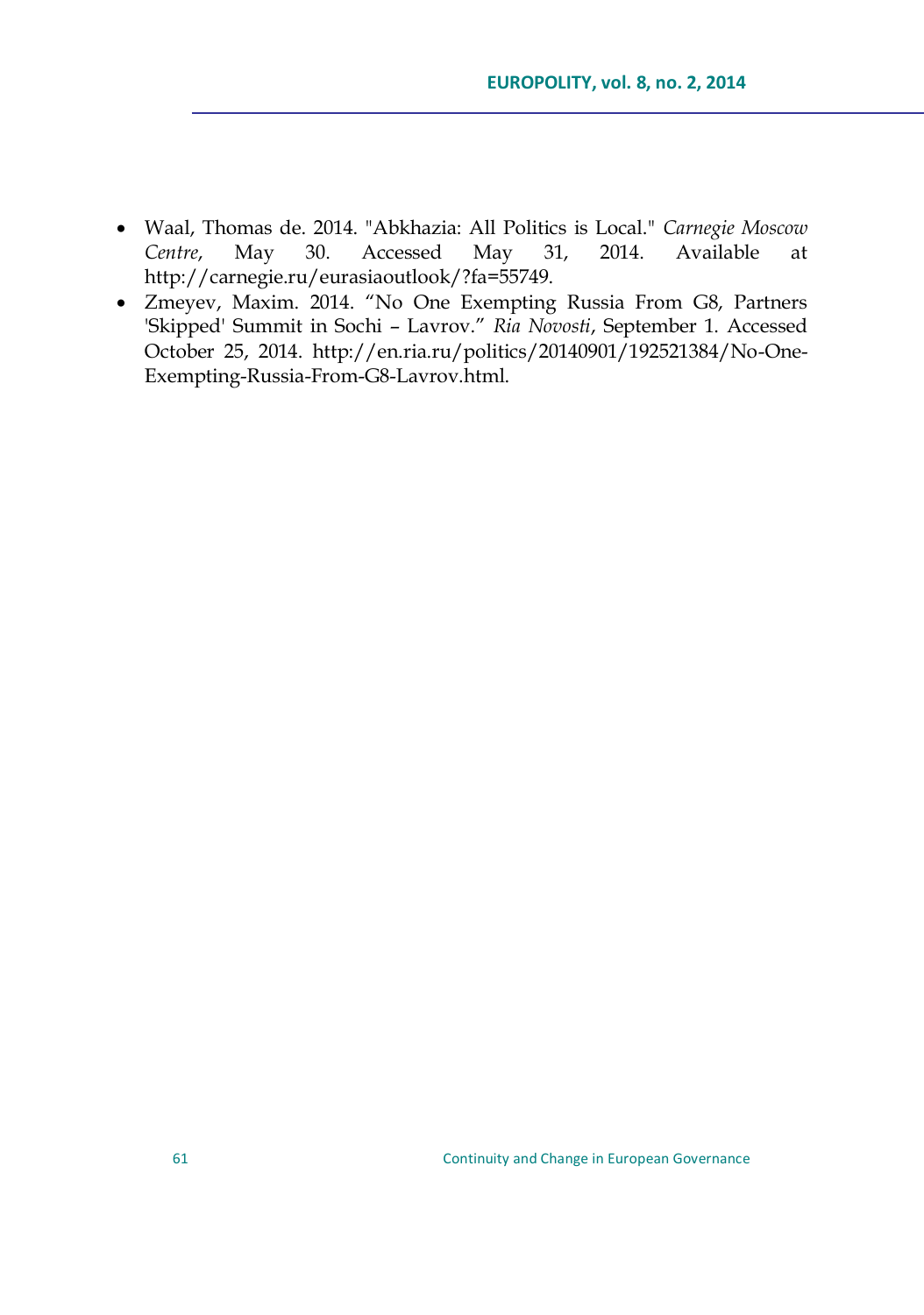- Waal, Thomas de. 2014. "Abkhazia: All Politics is Local." *Carnegie Moscow Centre*, May 30. Accessed May 31, 2014. Available at http://carnegie.ru/eurasiaoutlook/?fa=55749.
- Zmeyev, Maxim. 2014. "No One Exempting Russia From G8, Partners 'Skipped' Summit in Sochi – Lavrov." *Ria Novosti*, September 1. Accessed October 25, 2014. http://en.ria.ru/politics/20140901/192521384/No-One-Exempting-Russia-From-G8-Lavrov.html.